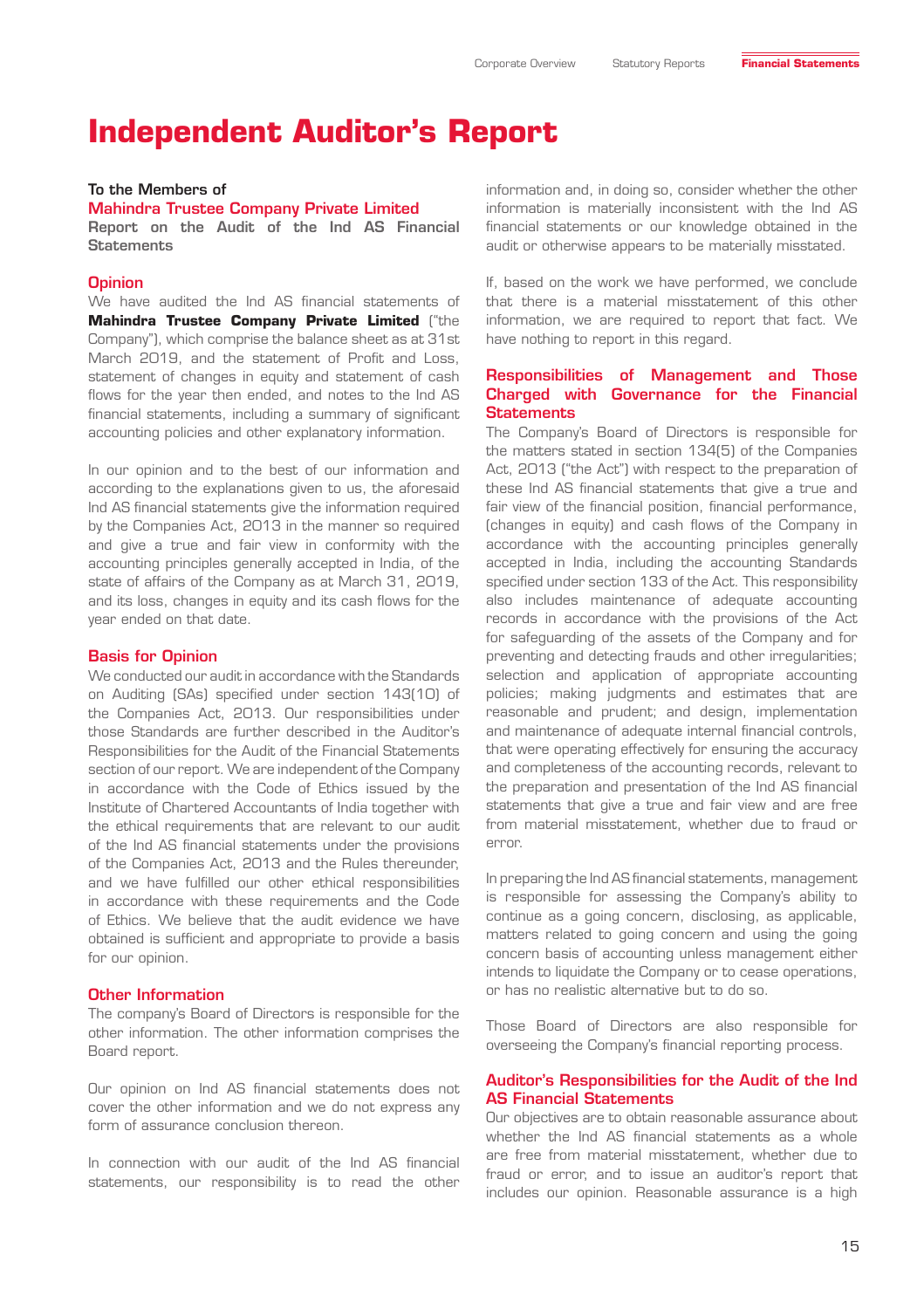# Independent Auditor's Report

**To the Members of**
**Mahindra Trustee Company Private Limited**
**Report on the Audit of the Ind AS Financial Statements**

## Opinion

We have audited the Ind AS financial statements of **Mahindra Trustee Company Private Limited** ("the Company"), which comprise the balance sheet as at 31st March 2019, and the statement of Profit and Loss, statement of changes in equity and statement of cash flows for the year then ended, and notes to the Ind AS financial statements, including a summary of significant accounting policies and other explanatory information.

In our opinion and to the best of our information and according to the explanations given to us, the aforesaid Ind AS financial statements give the information required by the Companies Act, 2013 in the manner so required and give a true and fair view in conformity with the accounting principles generally accepted in India, of the state of affairs of the Company as at March 31, 2019, and its loss, changes in equity and its cash flows for the year ended on that date.

## Basis for Opinion

We conducted our audit in accordance with the Standards on Auditing (SAs) specified under section 143(10) of the Companies Act, 2013. Our responsibilities under those Standards are further described in the Auditor's Responsibilities for the Audit of the Financial Statements section of our report. We are independent of the Company in accordance with the Code of Ethics issued by the Institute of Chartered Accountants of India together with the ethical requirements that are relevant to our audit of the Ind AS financial statements under the provisions of the Companies Act, 2013 and the Rules thereunder, and we have fulfilled our other ethical responsibilities in accordance with these requirements and the Code of Ethics. We believe that the audit evidence we have obtained is sufficient and appropriate to provide a basis for our opinion.

## Other Information

The company's Board of Directors is responsible for the other information. The other information comprises the Board report.

Our opinion on Ind AS financial statements does not cover the other information and we do not express any form of assurance conclusion thereon.

In connection with our audit of the Ind AS financial statements, our responsibility is to read the other information and, in doing so, consider whether the other information is materially inconsistent with the Ind AS financial statements or our knowledge obtained in the audit or otherwise appears to be materially misstated.

If, based on the work we have performed, we conclude that there is a material misstatement of this other information, we are required to report that fact. We have nothing to report in this regard.

## Responsibilities of Management and Those Charged with Governance for the Financial Statements

The Company's Board of Directors is responsible for the matters stated in section 134(5) of the Companies Act, 2013 ("the Act") with respect to the preparation of these Ind AS financial statements that give a true and fair view of the financial position, financial performance, (changes in equity) and cash flows of the Company in accordance with the accounting principles generally accepted in India, including the accounting Standards specified under section 133 of the Act. This responsibility also includes maintenance of adequate accounting records in accordance with the provisions of the Act for safeguarding of the assets of the Company and for preventing and detecting frauds and other irregularities; selection and application of appropriate accounting policies; making judgments and estimates that are reasonable and prudent; and design, implementation and maintenance of adequate internal financial controls, that were operating effectively for ensuring the accuracy and completeness of the accounting records, relevant to the preparation and presentation of the Ind AS financial statements that give a true and fair view and are free from material misstatement, whether due to fraud or error.

In preparing the Ind AS financial statements, management is responsible for assessing the Company's ability to continue as a going concern, disclosing, as applicable, matters related to going concern and using the going concern basis of accounting unless management either intends to liquidate the Company or to cease operations, or has no realistic alternative but to do so.

Those Board of Directors are also responsible for overseeing the Company's financial reporting process.

## Auditor's Responsibilities for the Audit of the Ind AS Financial Statements

Our objectives are to obtain reasonable assurance about whether the Ind AS financial statements as a whole are free from material misstatement, whether due to fraud or error, and to issue an auditor's report that includes our opinion. Reasonable assurance is a high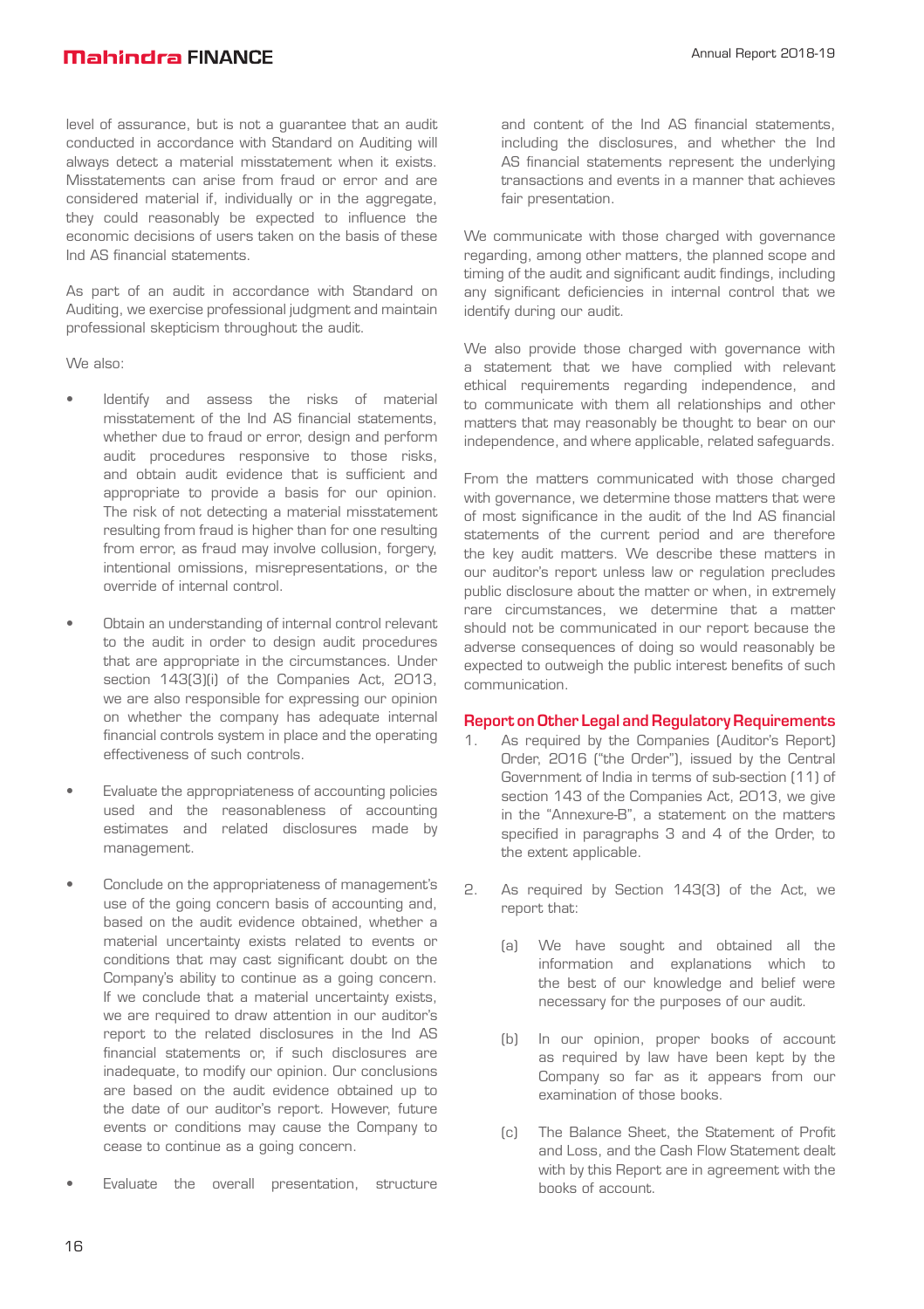level of assurance, but is not a guarantee that an audit conducted in accordance with Standard on Auditing will always detect a material misstatement when it exists. Misstatements can arise from fraud or error and are considered material if, individually or in the aggregate, they could reasonably be expected to influence the economic decisions of users taken on the basis of these Ind AS financial statements.

As part of an audit in accordance with Standard on Auditing, we exercise professional judgment and maintain professional skepticism throughout the audit.

We also:

- Identify and assess the risks of material misstatement of the Ind AS financial statements, whether due to fraud or error, design and perform audit procedures responsive to those risks, and obtain audit evidence that is sufficient and appropriate to provide a basis for our opinion. The risk of not detecting a material misstatement resulting from fraud is higher than for one resulting from error, as fraud may involve collusion, forgery, intentional omissions, misrepresentations, or the override of internal control.

- Obtain an understanding of internal control relevant to the audit in order to design audit procedures that are appropriate in the circumstances. Under section 143(3)(i) of the Companies Act, 2013, we are also responsible for expressing our opinion on whether the company has adequate internal financial controls system in place and the operating effectiveness of such controls.

- Evaluate the appropriateness of accounting policies used and the reasonableness of accounting estimates and related disclosures made by management.

- Conclude on the appropriateness of management's use of the going concern basis of accounting and, based on the audit evidence obtained, whether a material uncertainty exists related to events or conditions that may cast significant doubt on the Company's ability to continue as a going concern. If we conclude that a material uncertainty exists, we are required to draw attention in our auditor's report to the related disclosures in the Ind AS financial statements or, if such disclosures are inadequate, to modify our opinion. Our conclusions are based on the audit evidence obtained up to the date of our auditor's report. However, future events or conditions may cause the Company to cease to continue as a going concern.

- Evaluate the overall presentation, structure and content of the Ind AS financial statements, including the disclosures, and whether the Ind AS financial statements represent the underlying transactions and events in a manner that achieves fair presentation.

We communicate with those charged with governance regarding, among other matters, the planned scope and timing of the audit and significant audit findings, including any significant deficiencies in internal control that we identify during our audit.

We also provide those charged with governance with a statement that we have complied with relevant ethical requirements regarding independence, and to communicate with them all relationships and other matters that may reasonably be thought to bear on our independence, and where applicable, related safeguards.

From the matters communicated with those charged with governance, we determine those matters that were of most significance in the audit of the Ind AS financial statements of the current period and are therefore the key audit matters. We describe these matters in our auditor's report unless law or regulation precludes public disclosure about the matter or when, in extremely rare circumstances, we determine that a matter should not be communicated in our report because the adverse consequences of doing so would reasonably be expected to outweigh the public interest benefits of such communication.

## Report on Other Legal and Regulatory Requirements

1. As required by the Companies (Auditor's Report) Order, 2016 ("the Order"), issued by the Central Government of India in terms of sub-section (11) of section 143 of the Companies Act, 2013, we give in the "Annexure-B", a statement on the matters specified in paragraphs 3 and 4 of the Order, to the extent applicable.

2. As required by Section 143(3) of the Act, we report that:

   (a) We have sought and obtained all the information and explanations which to the best of our knowledge and belief were necessary for the purposes of our audit.

   (b) In our opinion, proper books of account as required by law have been kept by the Company so far as it appears from our examination of those books.

   (c) The Balance Sheet, the Statement of Profit and Loss, and the Cash Flow Statement dealt with by this Report are in agreement with the books of account.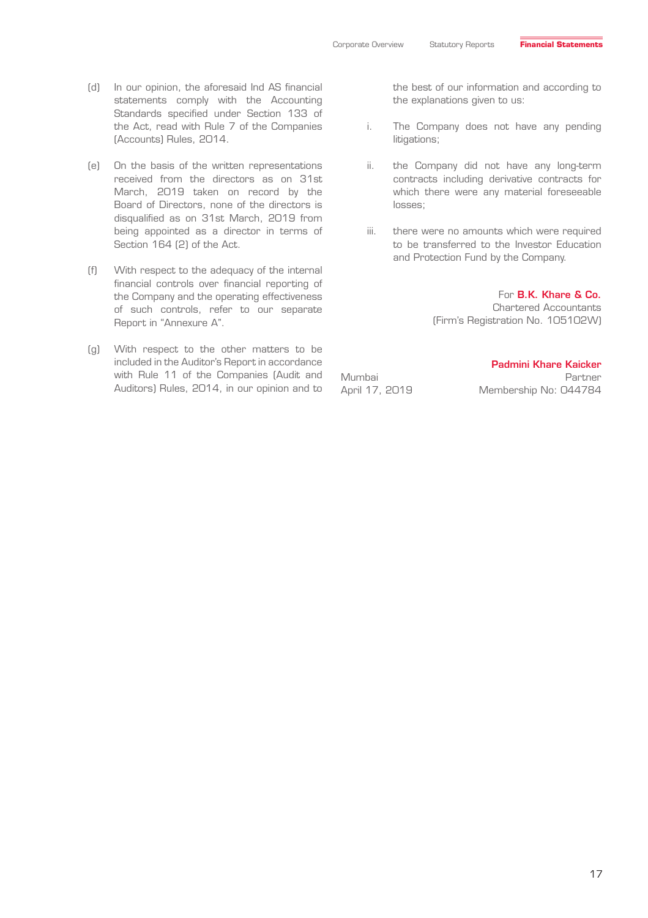(d) In our opinion, the aforesaid Ind AS financial statements comply with the Accounting Standards specified under Section 133 of the Act, read with Rule 7 of the Companies (Accounts) Rules, 2014.

(e) On the basis of the written representations received from the directors as on 31st March, 2019 taken on record by the Board of Directors, none of the directors is disqualified as on 31st March, 2019 from being appointed as a director in terms of Section 164 (2) of the Act.

(f) With respect to the adequacy of the internal financial controls over financial reporting of the Company and the operating effectiveness of such controls, refer to our separate Report in "Annexure A".

(g) With respect to the other matters to be included in the Auditor's Report in accordance with Rule 11 of the Companies (Audit and Auditors) Rules, 2014, in our opinion and to the best of our information and according to the explanations given to us:

   i. The Company does not have any pending litigations;

   ii. the Company did not have any long-term contracts including derivative contracts for which there were any material foreseeable losses;

   iii. there were no amounts which were required to be transferred to the Investor Education and Protection Fund by the Company.

For **B.K. Khare & Co.**
Chartered Accountants
(Firm's Registration No. 105102W)

**Padmini Khare Kaicker**
Partner
Membership No: 044784

Mumbai
April 17, 2019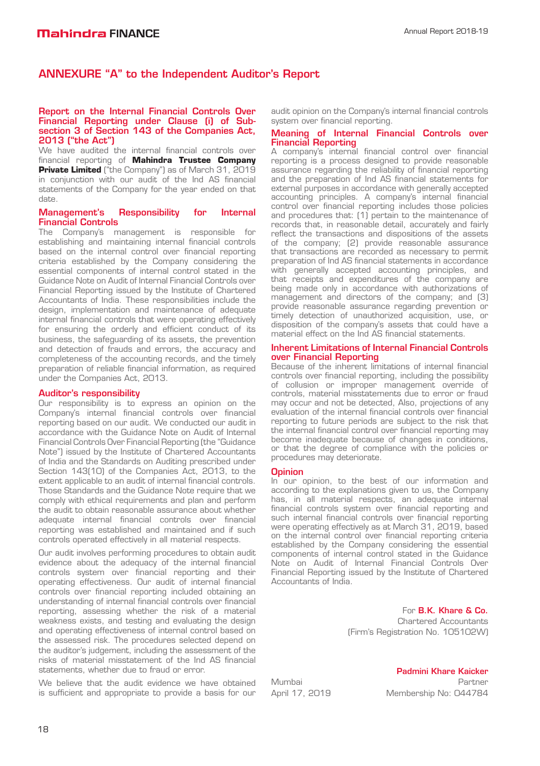# ANNEXURE "A" to the Independent Auditor's Report

## Report on the Internal Financial Controls Over Financial Reporting under Clause (i) of Sub-section 3 of Section 143 of the Companies Act, 2013 ("the Act")

We have audited the internal financial controls over financial reporting of **Mahindra Trustee Company Private Limited** ("the Company") as of March 31, 2019 in conjunction with our audit of the Ind AS financial statements of the Company for the year ended on that date.

## Management's Responsibility for Internal Financial Controls

The Company's management is responsible for establishing and maintaining internal financial controls based on the internal control over financial reporting criteria established by the Company considering the essential components of internal control stated in the Guidance Note on Audit of Internal Financial Controls over Financial Reporting issued by the Institute of Chartered Accountants of India. These responsibilities include the design, implementation and maintenance of adequate internal financial controls that were operating effectively for ensuring the orderly and efficient conduct of its business, the safeguarding of its assets, the prevention and detection of frauds and errors, the accuracy and completeness of the accounting records, and the timely preparation of reliable financial information, as required under the Companies Act, 2013.

## Auditor's responsibility

Our responsibility is to express an opinion on the Company's internal financial controls over financial reporting based on our audit. We conducted our audit in accordance with the Guidance Note on Audit of Internal Financial Controls Over Financial Reporting (the "Guidance Note") issued by the Institute of Chartered Accountants of India and the Standards on Auditing prescribed under Section 143(10) of the Companies Act, 2013, to the extent applicable to an audit of internal financial controls. Those Standards and the Guidance Note require that we comply with ethical requirements and plan and perform the audit to obtain reasonable assurance about whether adequate internal financial controls over financial reporting was established and maintained and if such controls operated effectively in all material respects.

Our audit involves performing procedures to obtain audit evidence about the adequacy of the internal financial controls system over financial reporting and their operating effectiveness. Our audit of internal financial controls over financial reporting included obtaining an understanding of internal financial controls over financial reporting, assessing whether the risk of a material weakness exists, and testing and evaluating the design and operating effectiveness of internal control based on the assessed risk. The procedures selected depend on the auditor's judgement, including the assessment of the risks of material misstatement of the Ind AS financial statements, whether due to fraud or error.

We believe that the audit evidence we have obtained is sufficient and appropriate to provide a basis for our audit opinion on the Company's internal financial controls system over financial reporting.

## Meaning of Internal Financial Controls over Financial Reporting

A company's internal financial control over financial reporting is a process designed to provide reasonable assurance regarding the reliability of financial reporting and the preparation of Ind AS financial statements for external purposes in accordance with generally accepted accounting principles. A company's internal financial control over financial reporting includes those policies and procedures that: (1) pertain to the maintenance of records that, in reasonable detail, accurately and fairly reflect the transactions and dispositions of the assets of the company; (2) provide reasonable assurance that transactions are recorded as necessary to permit preparation of Ind AS financial statements in accordance with generally accepted accounting principles, and that receipts and expenditures of the company are being made only in accordance with authorizations of management and directors of the company; and (3) provide reasonable assurance regarding prevention or timely detection of unauthorized acquisition, use, or disposition of the company's assets that could have a material effect on the Ind AS financial statements.

## Inherent Limitations of Internal Financial Controls over Financial Reporting

Because of the inherent limitations of internal financial controls over financial reporting, including the possibility of collusion or improper management override of controls, material misstatements due to error or fraud may occur and not be detected, Also, projections of any evaluation of the internal financial controls over financial reporting to future periods are subject to the risk that the internal financial control over financial reporting may become inadequate because of changes in conditions, or that the degree of compliance with the policies or procedures may deteriorate.

## Opinion

In our opinion, to the best of our information and according to the explanations given to us, the Company has, in all material respects, an adequate internal financial controls system over financial reporting and such internal financial controls over financial reporting were operating effectively as at March 31, 2019, based on the internal control over financial reporting criteria established by the Company considering the essential components of internal control stated in the Guidance Note on Audit of Internal Financial Controls Over Financial Reporting issued by the Institute of Chartered Accountants of India.

For **B.K. Khare & Co.**
Chartered Accountants
(Firm's Registration No. 105102W)

**Padmini Khare Kaicker**
Partner
Membership No: 044784

Mumbai
April 17, 2019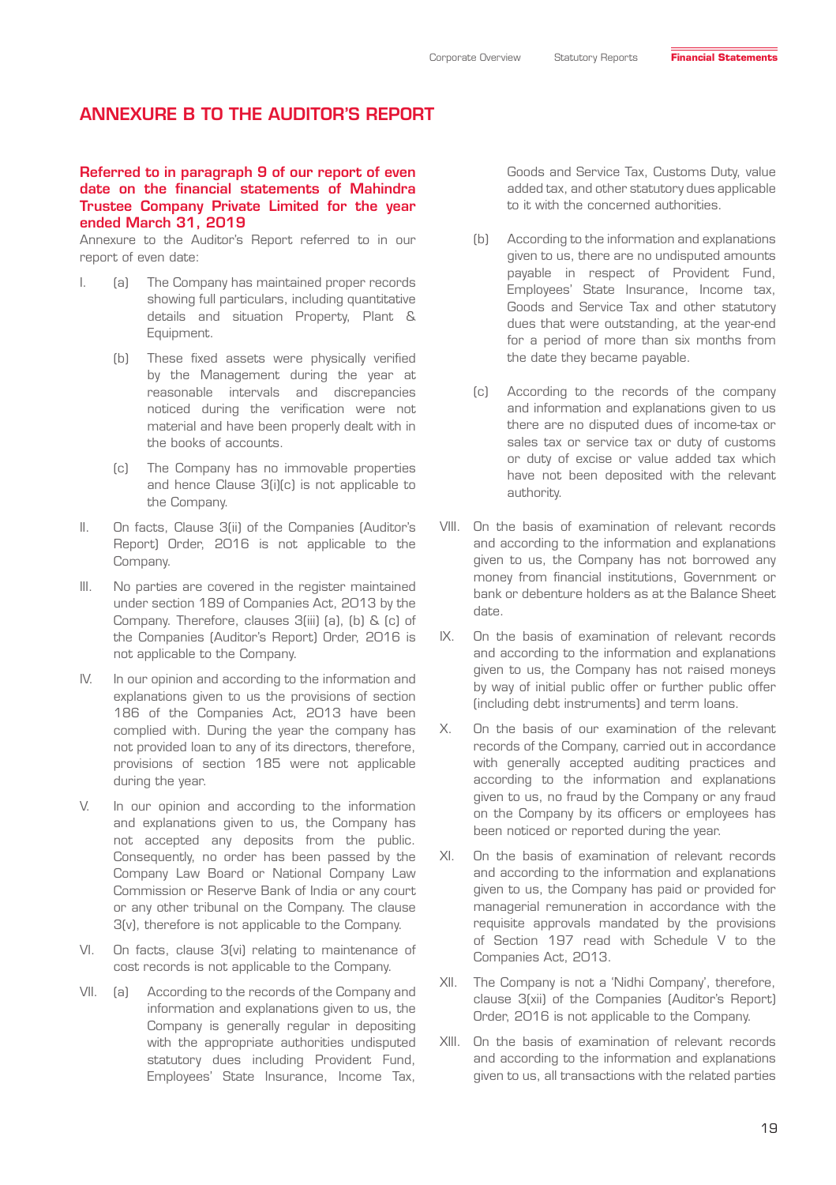# ANNEXURE B TO THE AUDITOR'S REPORT

**Referred to in paragraph 9 of our report of even date on the financial statements of Mahindra Trustee Company Private Limited for the year ended March 31, 2019**

Annexure to the Auditor's Report referred to in our report of even date:

I. (a) The Company has maintained proper records showing full particulars, including quantitative details and situation Property, Plant & Equipment.

(b) These fixed assets were physically verified by the Management during the year at reasonable intervals and discrepancies noticed during the verification were not material and have been properly dealt with in the books of accounts.

(c) The Company has no immovable properties and hence Clause 3(i)(c) is not applicable to the Company.

II. On facts, Clause 3(ii) of the Companies (Auditor's Report) Order, 2016 is not applicable to the Company.

III. No parties are covered in the register maintained under section 189 of Companies Act, 2013 by the Company. Therefore, clauses 3(iii) (a), (b) & (c) of the Companies (Auditor's Report) Order, 2016 is not applicable to the Company.

IV. In our opinion and according to the information and explanations given to us the provisions of section 186 of the Companies Act, 2013 have been complied with. During the year the company has not provided loan to any of its directors, therefore, provisions of section 185 were not applicable during the year.

V. In our opinion and according to the information and explanations given to us, the Company has not accepted any deposits from the public. Consequently, no order has been passed by the Company Law Board or National Company Law Commission or Reserve Bank of India or any court or any other tribunal on the Company. The clause 3(v), therefore is not applicable to the Company.

VI. On facts, clause 3(vi) relating to maintenance of cost records is not applicable to the Company.

VII. (a) According to the records of the Company and information and explanations given to us, the Company is generally regular in depositing with the appropriate authorities undisputed statutory dues including Provident Fund, Employees' State Insurance, Income Tax, Goods and Service Tax, Customs Duty, value added tax, and other statutory dues applicable to it with the concerned authorities.

(b) According to the information and explanations given to us, there are no undisputed amounts payable in respect of Provident Fund, Employees' State Insurance, Income tax, Goods and Service Tax and other statutory dues that were outstanding, at the year-end for a period of more than six months from the date they became payable.

(c) According to the records of the company and information and explanations given to us there are no disputed dues of income-tax or sales tax or service tax or duty of customs or duty of excise or value added tax which have not been deposited with the relevant authority.

VIII. On the basis of examination of relevant records and according to the information and explanations given to us, the Company has not borrowed any money from financial institutions, Government or bank or debenture holders as at the Balance Sheet date.

IX. On the basis of examination of relevant records and according to the information and explanations given to us, the Company has not raised moneys by way of initial public offer or further public offer (including debt instruments) and term loans.

X. On the basis of our examination of the relevant records of the Company, carried out in accordance with generally accepted auditing practices and according to the information and explanations given to us, no fraud by the Company or any fraud on the Company by its officers or employees has been noticed or reported during the year.

XI. On the basis of examination of relevant records and according to the information and explanations given to us, the Company has paid or provided for managerial remuneration in accordance with the requisite approvals mandated by the provisions of Section 197 read with Schedule V to the Companies Act, 2013.

XII. The Company is not a 'Nidhi Company', therefore, clause 3(xii) of the Companies (Auditor's Report) Order, 2016 is not applicable to the Company.

XIII. On the basis of examination of relevant records and according to the information and explanations given to us, all transactions with the related parties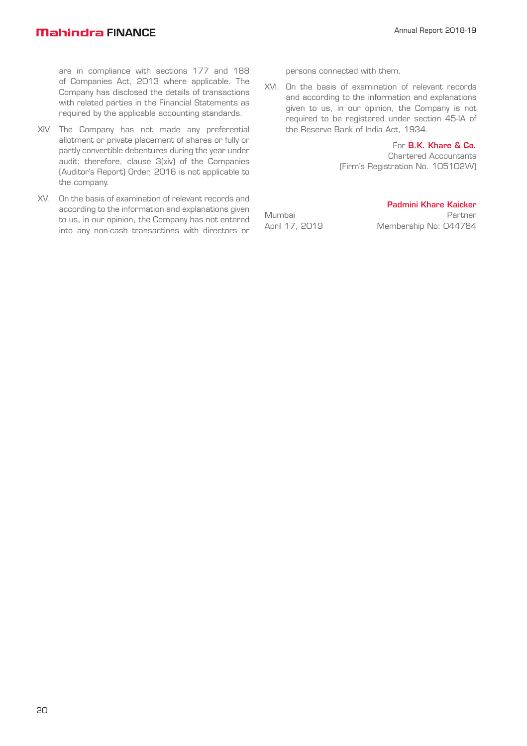are in compliance with sections 177 and 188 of Companies Act, 2013 where applicable. The Company has disclosed the details of transactions with related parties in the Financial Statements as required by the applicable accounting standards.

XIV. The Company has not made any preferential allotment or private placement of shares or fully or partly convertible debentures during the year under audit; therefore, clause 3(xiv) of the Companies (Auditor's Report) Order, 2016 is not applicable to the company.

XV. On the basis of examination of relevant records and according to the information and explanations given to us, in our opinion, the Company has not entered into any non-cash transactions with directors or persons connected with them.

XVI. On the basis of examination of relevant records and according to the information and explanations given to us, in our opinion, the Company is not required to be registered under section 45-IA of the Reserve Bank of India Act, 1934.

For **B.K. Khare & Co.**
Chartered Accountants
(Firm's Registration No. 105102W)

**Padmini Khare Kaicker**
Partner
Membership No: 044784

Mumbai
April 17, 2019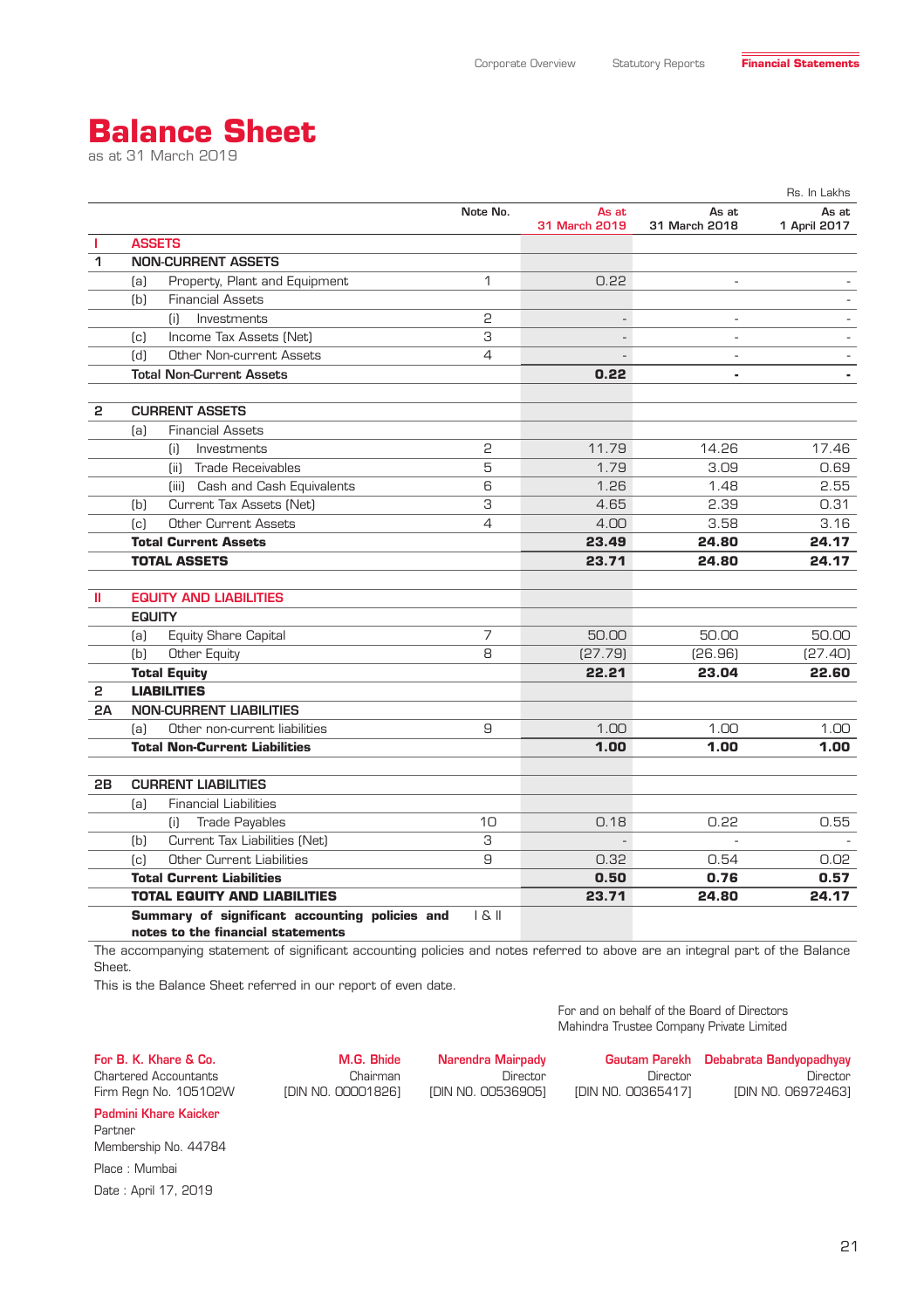# Balance Sheet

as at 31 March 2019

Rs. In Lakhs

| | | Note No. | As at 31 March 2019 | As at 31 March 2018 | As at 1 April 2017 |
|---|---|---|---|---|---|
| **I** | **ASSETS** | | | | |
| **1** | **NON-CURRENT ASSETS** | | | | |
| | (a) Property, Plant and Equipment | 1 | 0.22 | - | - |
| | (b) Financial Assets | | | | - |
| | (i) Investments | 2 | - | - | - |
| | (c) Income Tax Assets (Net) | 3 | - | - | - |
| | (d) Other Non-current Assets | 4 | - | - | - |
| | **Total Non-Current Assets** | | **0.22** | **-** | **-** |
| **2** | **CURRENT ASSETS** | | | | |
| | (a) Financial Assets | | | | |
| | (i) Investments | 2 | 11.79 | 14.26 | 17.46 |
| | (ii) Trade Receivables | 5 | 1.79 | 3.09 | 0.69 |
| | (iii) Cash and Cash Equivalents | 6 | 1.26 | 1.48 | 2.55 |
| | (b) Current Tax Assets (Net) | 3 | 4.65 | 2.39 | 0.31 |
| | (c) Other Current Assets | 4 | 4.00 | 3.58 | 3.16 |
| | **Total Current Assets** | | **23.49** | **24.80** | **24.17** |
| | **TOTAL ASSETS** | | **23.71** | **24.80** | **24.17** |
| **II** | **EQUITY AND LIABILITIES** | | | | |
| | **EQUITY** | | | | |
| | (a) Equity Share Capital | 7 | 50.00 | 50.00 | 50.00 |
| | (b) Other Equity | 8 | (27.79) | (26.96) | (27.40) |
| | **Total Equity** | | **22.21** | **23.04** | **22.60** |
| **2** | **LIABILITIES** | | | | |
| **2A** | **NON-CURRENT LIABILITIES** | | | | |
| | (a) Other non-current liabilities | 9 | 1.00 | 1.00 | 1.00 |
| | **Total Non-Current Liabilities** | | **1.00** | **1.00** | **1.00** |
| **2B** | **CURRENT LIABILITIES** | | | | |
| | (a) Financial Liabilities | | | | |
| | (i) Trade Payables | 10 | 0.18 | 0.22 | 0.55 |
| | (b) Current Tax Liabilities (Net) | 3 | - | - | - |
| | (c) Other Current Liabilities | 9 | 0.32 | 0.54 | 0.02 |
| | **Total Current Liabilities** | | **0.50** | **0.76** | **0.57** |
| | **TOTAL EQUITY AND LIABILITIES** | | **23.71** | **24.80** | **24.17** |
| | **Summary of significant accounting policies and notes to the financial statements** | I & II | | | |

The accompanying statement of significant accounting policies and notes referred to above are an integral part of the Balance Sheet.

This is the Balance Sheet referred in our report of even date.

For and on behalf of the Board of Directors
Mahindra Trustee Company Private Limited

**For B. K. Khare & Co.**
Chartered Accountants
Firm Regn No. 105102W

**M.G. Bhide**
Chairman
[DIN NO. 00001826]

**Narendra Mairpady**
Director
[DIN NO. 00536905]

**Gautam Parekh**
Director
[DIN NO. 00365417]

**Debabrata Bandyopadhyay**
Director
[DIN NO. 06972463]

**Padmini Khare Kaicker**
Partner
Membership No. 44784

Place : Mumbai

Date : April 17, 2019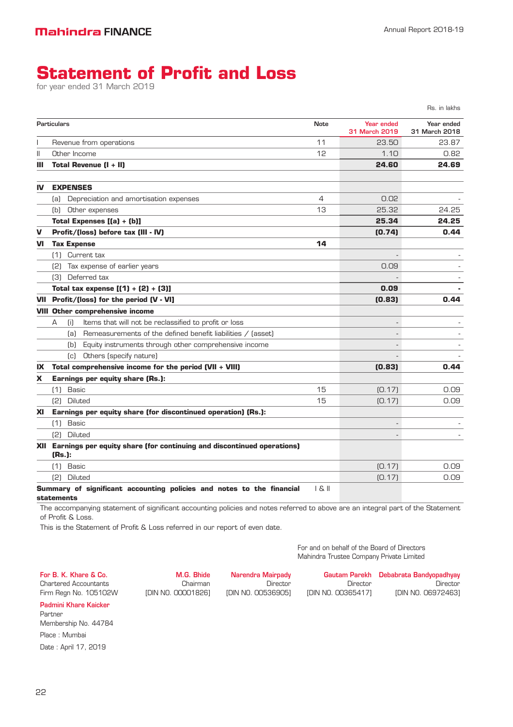# Statement of Profit and Loss

for year ended 31 March 2019

Rs. in lakhs

| | Particulars | Note | Year ended 31 March 2019 | Year ended 31 March 2018 |
|---|---|---|---|---|
| I | Revenue from operations | 11 | 23.50 | 23.87 |
| II | Other Income | 12 | 1.10 | 0.82 |
| **III** | **Total Revenue (I + II)** | | **24.60** | **24.69** |
| | | | | |
| **IV** | **EXPENSES** | | | |
| | (a) Depreciation and amortisation expenses | 4 | 0.02 | - |
| | (b) Other expenses | 13 | 25.32 | 24.25 |
| | **Total Expenses [(a) + (b)]** | | **25.34** | **24.25** |
| **V** | **Profit/(loss) before tax (III - IV)** | | **(0.74)** | **0.44** |
| **VI** | **Tax Expense** | **14** | | |
| | (1) Current tax | | - | - |
| | (2) Tax expense of earlier years | | 0.09 | - |
| | (3) Deferred tax | | - | - |
| | **Total tax expense [(1) + (2) + (3)]** | | **0.09** | **-** |
| **VII** | **Profit/(loss) for the period (V - VI)** | | **(0.83)** | **0.44** |
| **VIII** | **Other comprehensive income** | | | |
| | A (i) Items that will not be reclassified to profit or loss | | - | - |
| | (a) Remeasurements of the defined benefit liabilities / (asset) | | - | - |
| | (b) Equity instruments through other comprehensive income | | - | - |
| | (c) Others (specify nature) | | - | - |
| **IX** | **Total comprehensive income for the period (VII + VIII)** | | **(0.83)** | **0.44** |
| **X** | **Earnings per equity share (Rs.):** | | | |
| | (1) Basic | 15 | (0.17) | 0.09 |
| | (2) Diluted | 15 | (0.17) | 0.09 |
| **XI** | **Earnings per equity share (for discontinued operation) (Rs.):** | | | |
| | (1) Basic | | - | - |
| | (2) Diluted | | - | - |
| **XII** | **Earnings per equity share (for continuing and discontinued operations) (Rs.):** | | | |
| | (1) Basic | | (0.17) | 0.09 |
| | (2) Diluted | | (0.17) | 0.09 |
| | **Summary of significant accounting policies and notes to the financial statements** | I & II | | |

The accompanying statement of significant accounting policies and notes referred to above are an integral part of the Statement of Profit & Loss.

This is the Statement of Profit & Loss referred in our report of even date.

For and on behalf of the Board of Directors
Mahindra Trustee Company Private Limited

For B. K. Khare & Co.
Chartered Accountants
Firm Regn No. 105102W

Padmini Khare Kaicker
Partner
Membership No. 44784

Place : Mumbai
Date : April 17, 2019

M.G. Bhide
Chairman
[DIN NO. 00001826]

Narendra Mairpady
Director
[DIN NO. 00536905]

Gautam Parekh
Director
[DIN NO. 00365417]

Debabrata Bandyopadhyay
Director
[DIN NO. 06972463]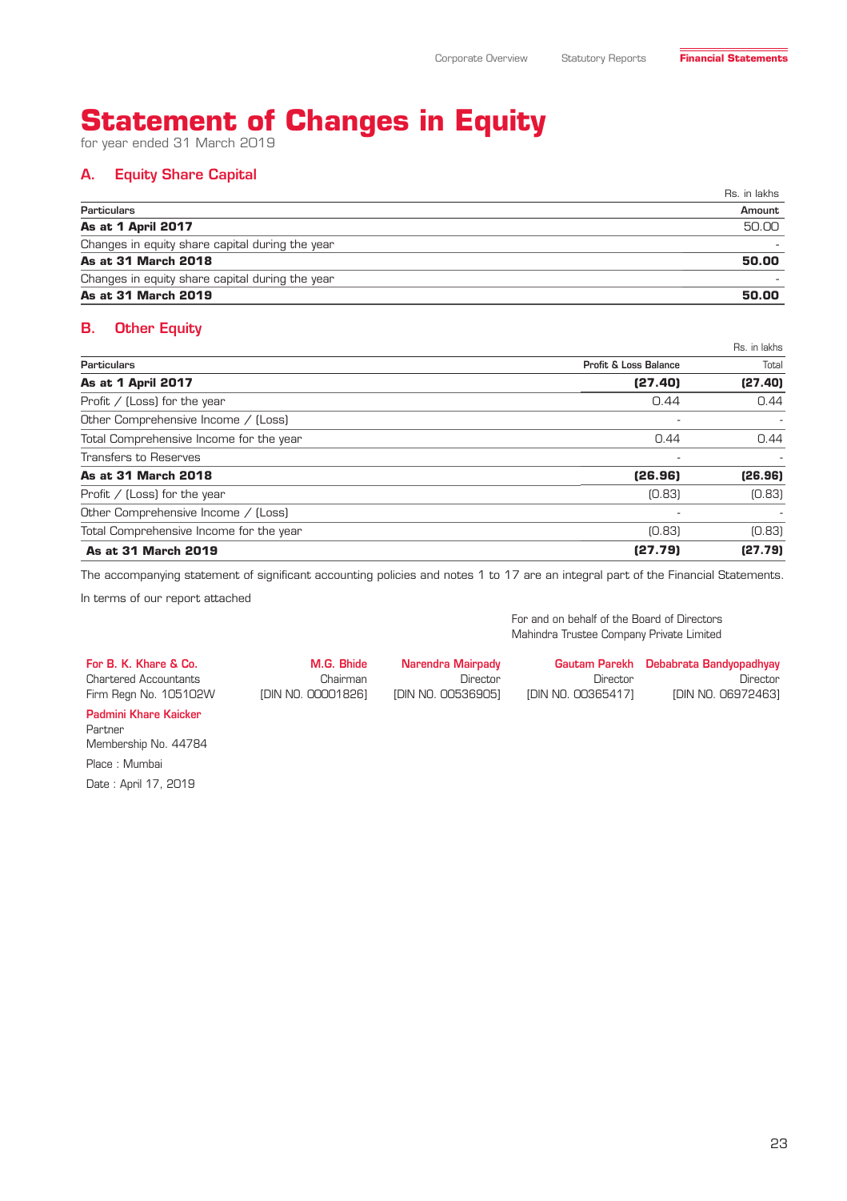# Statement of Changes in Equity

for year ended 31 March 2019

## A. Equity Share Capital

Rs. in lakhs

| Particulars | Amount |
|---|---|
| **As at 1 April 2017** | 50.00 |
| Changes in equity share capital during the year | - |
| **As at 31 March 2018** | **50.00** |
| Changes in equity share capital during the year | - |
| **As at 31 March 2019** | **50.00** |

## B. Other Equity

Rs. in lakhs

| Particulars | Profit & Loss Balance | Total |
|---|---|---|
| **As at 1 April 2017** | **(27.40)** | **(27.40)** |
| Profit / (Loss) for the year | 0.44 | 0.44 |
| Other Comprehensive Income / (Loss) | - | - |
| Total Comprehensive Income for the year | 0.44 | 0.44 |
| Transfers to Reserves | - | - |
| **As at 31 March 2018** | **(26.96)** | **(26.96)** |
| Profit / (Loss) for the year | (0.83) | (0.83) |
| Other Comprehensive Income / (Loss) | - | - |
| Total Comprehensive Income for the year | (0.83) | (0.83) |
| **As at 31 March 2019** | **(27.79)** | **(27.79)** |

The accompanying statement of significant accounting policies and notes 1 to 17 are an integral part of the Financial Statements.

In terms of our report attached

For and on behalf of the Board of Directors
Mahindra Trustee Company Private Limited

**For B. K. Khare & Co.**
Chartered Accountants
Firm Regn No. 105102W

**Padmini Khare Kaicker**
Partner
Membership No. 44784

Place : Mumbai

Date : April 17, 2019

**M.G. Bhide**
Chairman
[DIN NO. 00001826]

**Narendra Mairpady**
Director
[DIN NO. 00536905]

**Gautam Parekh**
Director
[DIN NO. 00365417]

**Debabrata Bandyopadhyay**
Director
[DIN NO. 06972463]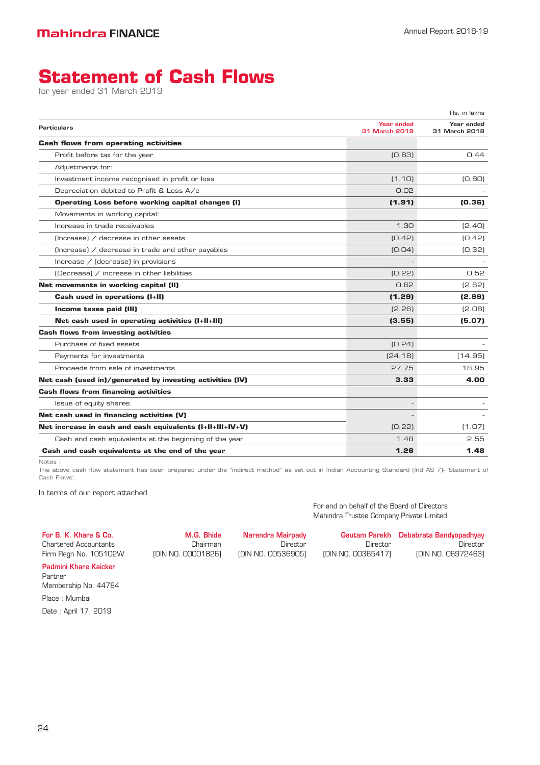Mahindra FINANCE

# Statement of Cash Flows

for year ended 31 March 2019

Rs. in lakhs

| Particulars | Year ended 31 March 2019 | Year ended 31 March 2018 |
|---|---|---|
| **Cash flows from operating activities** | | |
| Profit before tax for the year | (0.83) | 0.44 |
| Adjustments for: | | |
| Investment income recognised in profit or loss | (1.10) | (0.80) |
| Depreciation debited to Profit & Loss A/c | 0.02 | - |
| **Operating Loss before working capital changes (I)** | **(1.91)** | **(0.36)** |
| Movements in working capital: | | |
| Increase in trade receivables | 1.30 | (2.40) |
| (Increase) / decrease in other assets | (0.42) | (0.42) |
| (Increase) / decrease in trade and other payables | (0.04) | (0.32) |
| Increase / (decrease) in provisions | - | - |
| (Decrease) / increase in other liabilities | (0.22) | 0.52 |
| **Net movements in working capital (II)** | 0.62 | (2.62) |
| **Cash used in operations (I+II)** | **(1.29)** | **(2.99)** |
| **Income taxes paid (III)** | (2.26) | (2.08) |
| **Net cash used in operating activities (I+II+III)** | **(3.55)** | **(5.07)** |
| **Cash flows from investing activities** | | |
| Purchase of fixed assets | (0.24) | - |
| Payments for investments | (24.18) | (14.95) |
| Proceeds from sale of investments | 27.75 | 18.95 |
| **Net cash (used in)/generated by investing activities (IV)** | **3.33** | **4.00** |
| **Cash flows from financing activities** | | |
| Issue of equity shares | - | - |
| **Net cash used in financing activities (V)** | - | - |
| **Net increase in cash and cash equivalents (I+II+III+IV+V)** | (0.22) | (1.07) |
| Cash and cash equivalents at the beginning of the year | 1.48 | 2.55 |
| **Cash and cash equivalents at the end of the year** | **1.26** | **1.48** |

Notes :

The above cash flow statement has been prepared under the "indirect method" as set out in Indian Accounting Standard (Ind AS 7)- 'Statement of Cash Flows'.

In terms of our report attached

For and on behalf of the Board of Directors
Mahindra Trustee Company Private Limited

For B. K. Khare & Co.
Chartered Accountants
Firm Regn No. 105102W

Padmini Khare Kaicker
Partner
Membership No. 44784

Place : Mumbai

Date : April 17, 2019

M.G. Bhide
Chairman
[DIN NO. 00001826]

Narendra Mairpady
Director
[DIN NO. 00536905]

Gautam Parekh
Director
[DIN NO. 00365417]

Debabrata Bandyopadhyay
Director
[DIN NO. 06972463]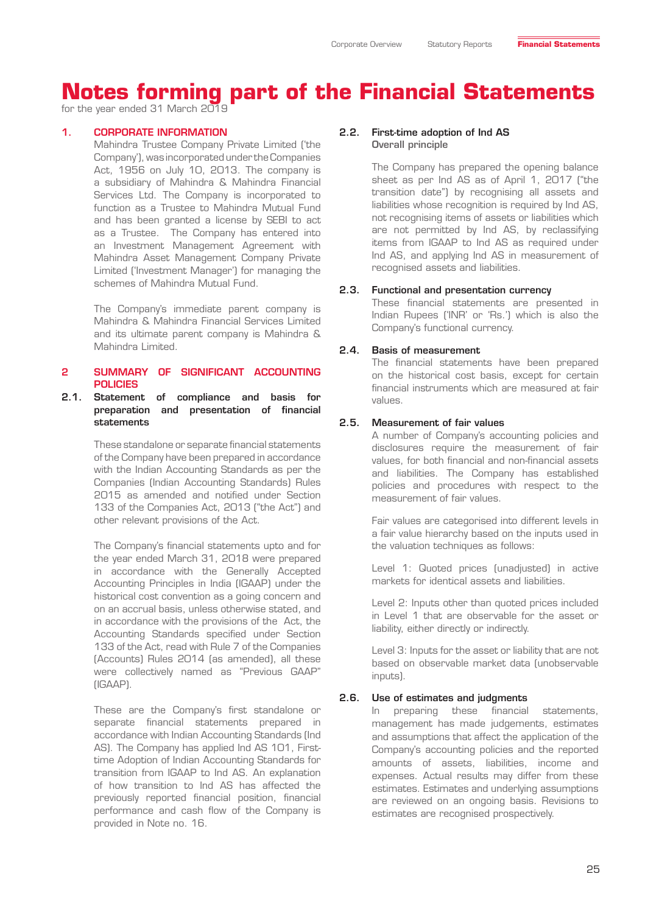# Notes forming part of the Financial Statements

for the year ended 31 March 2019

## 1. CORPORATE INFORMATION

Mahindra Trustee Company Private Limited ('the Company'), was incorporated under the Companies Act, 1956 on July 10, 2013. The company is a subsidiary of Mahindra & Mahindra Financial Services Ltd. The Company is incorporated to function as a Trustee to Mahindra Mutual Fund and has been granted a license by SEBI to act as a Trustee. The Company has entered into an Investment Management Agreement with Mahindra Asset Management Company Private Limited ('Investment Manager') for managing the schemes of Mahindra Mutual Fund.

The Company's immediate parent company is Mahindra & Mahindra Financial Services Limited and its ultimate parent company is Mahindra & Mahindra Limited.

## 2 SUMMARY OF SIGNIFICANT ACCOUNTING POLICIES

### 2.1. Statement of compliance and basis for preparation and presentation of financial statements

These standalone or separate financial statements of the Company have been prepared in accordance with the Indian Accounting Standards as per the Companies (Indian Accounting Standards) Rules 2015 as amended and notified under Section 133 of the Companies Act, 2013 ("the Act") and other relevant provisions of the Act.

The Company's financial statements upto and for the year ended March 31, 2018 were prepared in accordance with the Generally Accepted Accounting Principles in India (IGAAP) under the historical cost convention as a going concern and on an accrual basis, unless otherwise stated, and in accordance with the provisions of the Act, the Accounting Standards specified under Section 133 of the Act, read with Rule 7 of the Companies (Accounts) Rules 2014 (as amended), all these were collectively named as "Previous GAAP" (IGAAP).

These are the Company's first standalone or separate financial statements prepared in accordance with Indian Accounting Standards (Ind AS). The Company has applied Ind AS 101, First-time Adoption of Indian Accounting Standards for transition from IGAAP to Ind AS. An explanation of how transition to Ind AS has affected the previously reported financial position, financial performance and cash flow of the Company is provided in Note no. 16.

### 2.2. First-time adoption of Ind AS

**Overall principle**

The Company has prepared the opening balance sheet as per Ind AS as of April 1, 2017 ("the transition date") by recognising all assets and liabilities whose recognition is required by Ind AS, not recognising items of assets or liabilities which are not permitted by Ind AS, by reclassifying items from IGAAP to Ind AS as required under Ind AS, and applying Ind AS in measurement of recognised assets and liabilities.

### 2.3. Functional and presentation currency

These financial statements are presented in Indian Rupees ('INR' or 'Rs.') which is also the Company's functional currency.

### 2.4. Basis of measurement

The financial statements have been prepared on the historical cost basis, except for certain financial instruments which are measured at fair values.

### 2.5. Measurement of fair values

A number of Company's accounting policies and disclosures require the measurement of fair values, for both financial and non-financial assets and liabilities. The Company has established policies and procedures with respect to the measurement of fair values.

Fair values are categorised into different levels in a fair value hierarchy based on the inputs used in the valuation techniques as follows:

Level 1: Quoted prices (unadjusted) in active markets for identical assets and liabilities.

Level 2: Inputs other than quoted prices included in Level 1 that are observable for the asset or liability, either directly or indirectly.

Level 3: Inputs for the asset or liability that are not based on observable market data (unobservable inputs).

### 2.6. Use of estimates and judgments

In preparing these financial statements, management has made judgements, estimates and assumptions that affect the application of the Company's accounting policies and the reported amounts of assets, liabilities, income and expenses. Actual results may differ from these estimates. Estimates and underlying assumptions are reviewed on an ongoing basis. Revisions to estimates are recognised prospectively.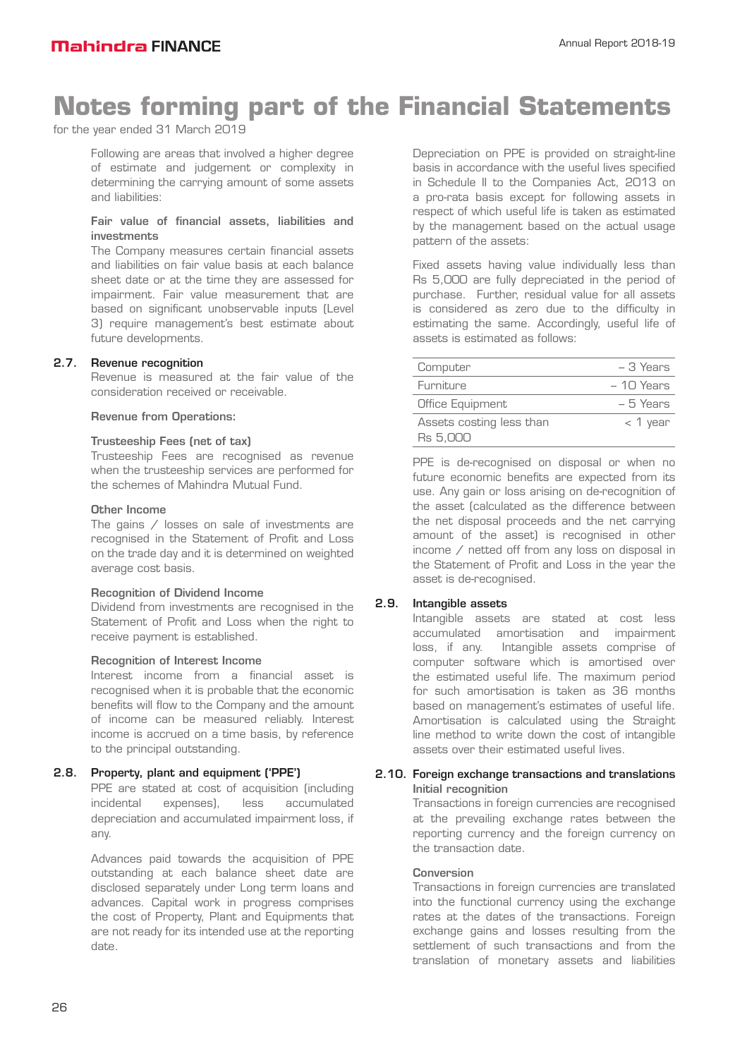# Notes forming part of the Financial Statements

for the year ended 31 March 2019

Following are areas that involved a higher degree of estimate and judgement or complexity in determining the carrying amount of some assets and liabilities:

**Fair value of financial assets, liabilities and investments**

The Company measures certain financial assets and liabilities on fair value basis at each balance sheet date or at the time they are assessed for impairment. Fair value measurement that are based on significant unobservable inputs (Level 3) require management's best estimate about future developments.

### 2.7. Revenue recognition

Revenue is measured at the fair value of the consideration received or receivable.

**Revenue from Operations:**

**Trusteeship Fees (net of tax)**

Trusteeship Fees are recognised as revenue when the trusteeship services are performed for the schemes of Mahindra Mutual Fund.

**Other Income**

The gains / losses on sale of investments are recognised in the Statement of Profit and Loss on the trade day and it is determined on weighted average cost basis.

**Recognition of Dividend Income**

Dividend from investments are recognised in the Statement of Profit and Loss when the right to receive payment is established.

**Recognition of Interest Income**

Interest income from a financial asset is recognised when it is probable that the economic benefits will flow to the Company and the amount of income can be measured reliably. Interest income is accrued on a time basis, by reference to the principal outstanding.

### 2.8. Property, plant and equipment ('PPE')

PPE are stated at cost of acquisition (including incidental expenses), less accumulated depreciation and accumulated impairment loss, if any.

Advances paid towards the acquisition of PPE outstanding at each balance sheet date are disclosed separately under Long term loans and advances. Capital work in progress comprises the cost of Property, Plant and Equipments that are not ready for its intended use at the reporting date.

Depreciation on PPE is provided on straight-line basis in accordance with the useful lives specified in Schedule II to the Companies Act, 2013 on a pro-rata basis except for following assets in respect of which useful life is taken as estimated by the management based on the actual usage pattern of the assets:

Fixed assets having value individually less than Rs 5,000 are fully depreciated in the period of purchase. Further, residual value for all assets is considered as zero due to the difficulty in estimating the same. Accordingly, useful life of assets is estimated as follows:

| Asset | Useful life |
|---|---|
| Computer | – 3 Years |
| Furniture | – 10 Years |
| Office Equipment | – 5 Years |
| Assets costing less than Rs 5,000 | < 1 year |

PPE is de-recognised on disposal or when no future economic benefits are expected from its use. Any gain or loss arising on de-recognition of the asset (calculated as the difference between the net disposal proceeds and the net carrying amount of the asset) is recognised in other income / netted off from any loss on disposal in the Statement of Profit and Loss in the year the asset is de-recognised.

### 2.9. Intangible assets

Intangible assets are stated at cost less accumulated amortisation and impairment loss, if any. Intangible assets comprise of computer software which is amortised over the estimated useful life. The maximum period for such amortisation is taken as 36 months based on management's estimates of useful life. Amortisation is calculated using the Straight line method to write down the cost of intangible assets over their estimated useful lives.

### 2.10. Foreign exchange transactions and translations

**Initial recognition**

Transactions in foreign currencies are recognised at the prevailing exchange rates between the reporting currency and the foreign currency on the transaction date.

**Conversion**

Transactions in foreign currencies are translated into the functional currency using the exchange rates at the dates of the transactions. Foreign exchange gains and losses resulting from the settlement of such transactions and from the translation of monetary assets and liabilities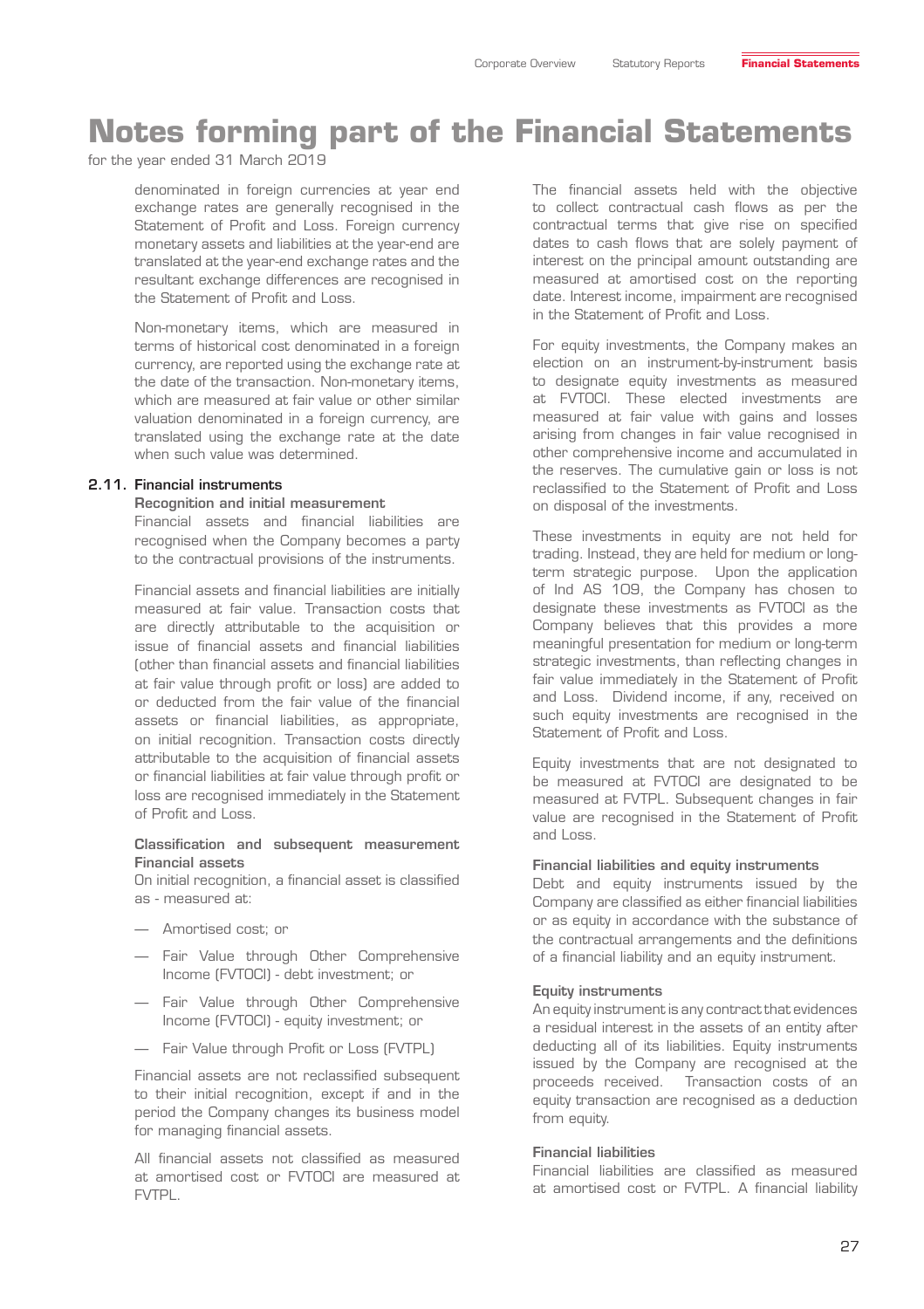# Notes forming part of the Financial Statements

for the year ended 31 March 2019

denominated in foreign currencies at year end exchange rates are generally recognised in the Statement of Profit and Loss. Foreign currency monetary assets and liabilities at the year-end are translated at the year-end exchange rates and the resultant exchange differences are recognised in the Statement of Profit and Loss.

Non-monetary items, which are measured in terms of historical cost denominated in a foreign currency, are reported using the exchange rate at the date of the transaction. Non-monetary items, which are measured at fair value or other similar valuation denominated in a foreign currency, are translated using the exchange rate at the date when such value was determined.

### 2.11. Financial instruments

**Recognition and initial measurement**

Financial assets and financial liabilities are recognised when the Company becomes a party to the contractual provisions of the instruments.

Financial assets and financial liabilities are initially measured at fair value. Transaction costs that are directly attributable to the acquisition or issue of financial assets and financial liabilities (other than financial assets and financial liabilities at fair value through profit or loss) are added to or deducted from the fair value of the financial assets or financial liabilities, as appropriate, on initial recognition. Transaction costs directly attributable to the acquisition of financial assets or financial liabilities at fair value through profit or loss are recognised immediately in the Statement of Profit and Loss.

**Classification and subsequent measurement**
**Financial assets**

On initial recognition, a financial asset is classified as - measured at:

- Amortised cost; or
- Fair Value through Other Comprehensive Income (FVTOCI) - debt investment; or
- Fair Value through Other Comprehensive Income (FVTOCI) - equity investment; or
- Fair Value through Profit or Loss (FVTPL)

Financial assets are not reclassified subsequent to their initial recognition, except if and in the period the Company changes its business model for managing financial assets.

All financial assets not classified as measured at amortised cost or FVTOCI are measured at FVTPL.

The financial assets held with the objective to collect contractual cash flows as per the contractual terms that give rise on specified dates to cash flows that are solely payment of interest on the principal amount outstanding are measured at amortised cost on the reporting date. Interest income, impairment are recognised in the Statement of Profit and Loss.

For equity investments, the Company makes an election on an instrument-by-instrument basis to designate equity investments as measured at FVTOCI. These elected investments are measured at fair value with gains and losses arising from changes in fair value recognised in other comprehensive income and accumulated in the reserves. The cumulative gain or loss is not reclassified to the Statement of Profit and Loss on disposal of the investments.

These investments in equity are not held for trading. Instead, they are held for medium or long-term strategic purpose. Upon the application of Ind AS 109, the Company has chosen to designate these investments as FVTOCI as the Company believes that this provides a more meaningful presentation for medium or long-term strategic investments, than reflecting changes in fair value immediately in the Statement of Profit and Loss. Dividend income, if any, received on such equity investments are recognised in the Statement of Profit and Loss.

Equity investments that are not designated to be measured at FVTOCI are designated to be measured at FVTPL. Subsequent changes in fair value are recognised in the Statement of Profit and Loss.

**Financial liabilities and equity instruments**

Debt and equity instruments issued by the Company are classified as either financial liabilities or as equity in accordance with the substance of the contractual arrangements and the definitions of a financial liability and an equity instrument.

**Equity instruments**

An equity instrument is any contract that evidences a residual interest in the assets of an entity after deducting all of its liabilities. Equity instruments issued by the Company are recognised at the proceeds received. Transaction costs of an equity transaction are recognised as a deduction from equity.

**Financial liabilities**

Financial liabilities are classified as measured at amortised cost or FVTPL. A financial liability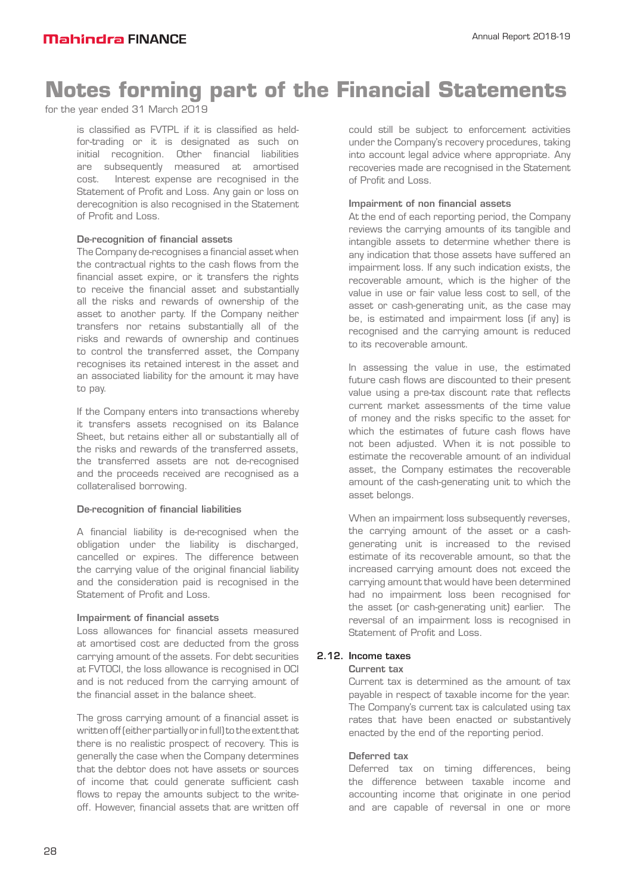# Notes forming part of the Financial Statements

for the year ended 31 March 2019

is classified as FVTPL if it is classified as held-for-trading or it is designated as such on initial recognition. Other financial liabilities are subsequently measured at amortised cost. Interest expense are recognised in the Statement of Profit and Loss. Any gain or loss on derecognition is also recognised in the Statement of Profit and Loss.

#### De-recognition of financial assets

The Company de-recognises a financial asset when the contractual rights to the cash flows from the financial asset expire, or it transfers the rights to receive the financial asset and substantially all the risks and rewards of ownership of the asset to another party. If the Company neither transfers nor retains substantially all of the risks and rewards of ownership and continues to control the transferred asset, the Company recognises its retained interest in the asset and an associated liability for the amount it may have to pay.

If the Company enters into transactions whereby it transfers assets recognised on its Balance Sheet, but retains either all or substantially all of the risks and rewards of the transferred assets, the transferred assets are not de-recognised and the proceeds received are recognised as a collateralised borrowing.

#### De-recognition of financial liabilities

A financial liability is de-recognised when the obligation under the liability is discharged, cancelled or expires. The difference between the carrying value of the original financial liability and the consideration paid is recognised in the Statement of Profit and Loss.

#### Impairment of financial assets

Loss allowances for financial assets measured at amortised cost are deducted from the gross carrying amount of the assets. For debt securities at FVTOCI, the loss allowance is recognised in OCI and is not reduced from the carrying amount of the financial asset in the balance sheet.

The gross carrying amount of a financial asset is written off (either partially or in full) to the extent that there is no realistic prospect of recovery. This is generally the case when the Company determines that the debtor does not have assets or sources of income that could generate sufficient cash flows to repay the amounts subject to the write-off. However, financial assets that are written off could still be subject to enforcement activities under the Company's recovery procedures, taking into account legal advice where appropriate. Any recoveries made are recognised in the Statement of Profit and Loss.

#### Impairment of non financial assets

At the end of each reporting period, the Company reviews the carrying amounts of its tangible and intangible assets to determine whether there is any indication that those assets have suffered an impairment loss. If any such indication exists, the recoverable amount, which is the higher of the value in use or fair value less cost to sell, of the asset or cash-generating unit, as the case may be, is estimated and impairment loss (if any) is recognised and the carrying amount is reduced to its recoverable amount.

In assessing the value in use, the estimated future cash flows are discounted to their present value using a pre-tax discount rate that reflects current market assessments of the time value of money and the risks specific to the asset for which the estimates of future cash flows have not been adjusted. When it is not possible to estimate the recoverable amount of an individual asset, the Company estimates the recoverable amount of the cash-generating unit to which the asset belongs.

When an impairment loss subsequently reverses, the carrying amount of the asset or a cash-generating unit is increased to the revised estimate of its recoverable amount, so that the increased carrying amount does not exceed the carrying amount that would have been determined had no impairment loss been recognised for the asset (or cash-generating unit) earlier. The reversal of an impairment loss is recognised in Statement of Profit and Loss.

### 2.12. Income taxes

#### Current tax

Current tax is determined as the amount of tax payable in respect of taxable income for the year. The Company's current tax is calculated using tax rates that have been enacted or substantively enacted by the end of the reporting period.

#### Deferred tax

Deferred tax on timing differences, being the difference between taxable income and accounting income that originate in one period and are capable of reversal in one or more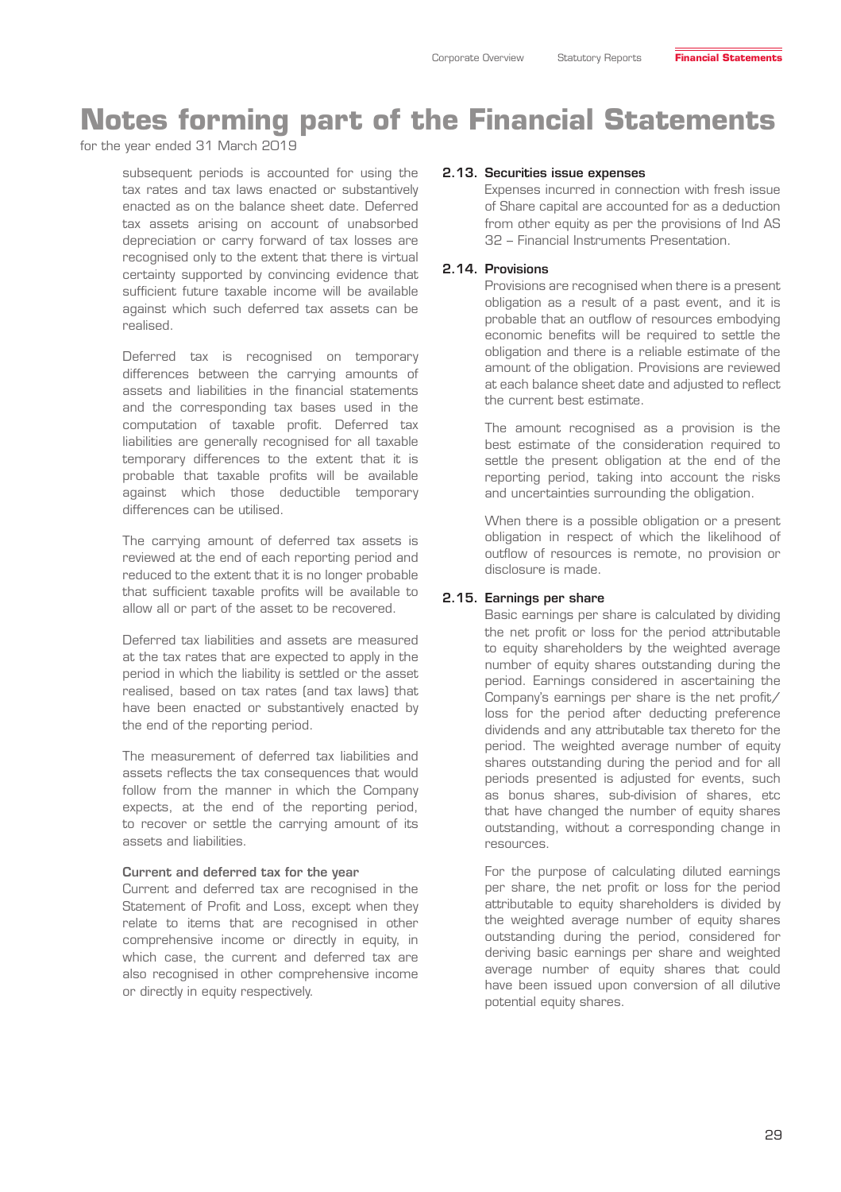# Notes forming part of the Financial Statements

for the year ended 31 March 2019

subsequent periods is accounted for using the tax rates and tax laws enacted or substantively enacted as on the balance sheet date. Deferred tax assets arising on account of unabsorbed depreciation or carry forward of tax losses are recognised only to the extent that there is virtual certainty supported by convincing evidence that sufficient future taxable income will be available against which such deferred tax assets can be realised.

Deferred tax is recognised on temporary differences between the carrying amounts of assets and liabilities in the financial statements and the corresponding tax bases used in the computation of taxable profit. Deferred tax liabilities are generally recognised for all taxable temporary differences to the extent that it is probable that taxable profits will be available against which those deductible temporary differences can be utilised.

The carrying amount of deferred tax assets is reviewed at the end of each reporting period and reduced to the extent that it is no longer probable that sufficient taxable profits will be available to allow all or part of the asset to be recovered.

Deferred tax liabilities and assets are measured at the tax rates that are expected to apply in the period in which the liability is settled or the asset realised, based on tax rates (and tax laws) that have been enacted or substantively enacted by the end of the reporting period.

The measurement of deferred tax liabilities and assets reflects the tax consequences that would follow from the manner in which the Company expects, at the end of the reporting period, to recover or settle the carrying amount of its assets and liabilities.

**Current and deferred tax for the year**

Current and deferred tax are recognised in the Statement of Profit and Loss, except when they relate to items that are recognised in other comprehensive income or directly in equity, in which case, the current and deferred tax are also recognised in other comprehensive income or directly in equity respectively.

### 2.13. Securities issue expenses

Expenses incurred in connection with fresh issue of Share capital are accounted for as a deduction from other equity as per the provisions of Ind AS 32 – Financial Instruments Presentation.

### 2.14. Provisions

Provisions are recognised when there is a present obligation as a result of a past event, and it is probable that an outflow of resources embodying economic benefits will be required to settle the obligation and there is a reliable estimate of the amount of the obligation. Provisions are reviewed at each balance sheet date and adjusted to reflect the current best estimate.

The amount recognised as a provision is the best estimate of the consideration required to settle the present obligation at the end of the reporting period, taking into account the risks and uncertainties surrounding the obligation.

When there is a possible obligation or a present obligation in respect of which the likelihood of outflow of resources is remote, no provision or disclosure is made.

### 2.15. Earnings per share

Basic earnings per share is calculated by dividing the net profit or loss for the period attributable to equity shareholders by the weighted average number of equity shares outstanding during the period. Earnings considered in ascertaining the Company's earnings per share is the net profit/ loss for the period after deducting preference dividends and any attributable tax thereto for the period. The weighted average number of equity shares outstanding during the period and for all periods presented is adjusted for events, such as bonus shares, sub-division of shares, etc that have changed the number of equity shares outstanding, without a corresponding change in resources.

For the purpose of calculating diluted earnings per share, the net profit or loss for the period attributable to equity shareholders is divided by the weighted average number of equity shares outstanding during the period, considered for deriving basic earnings per share and weighted average number of equity shares that could have been issued upon conversion of all dilutive potential equity shares.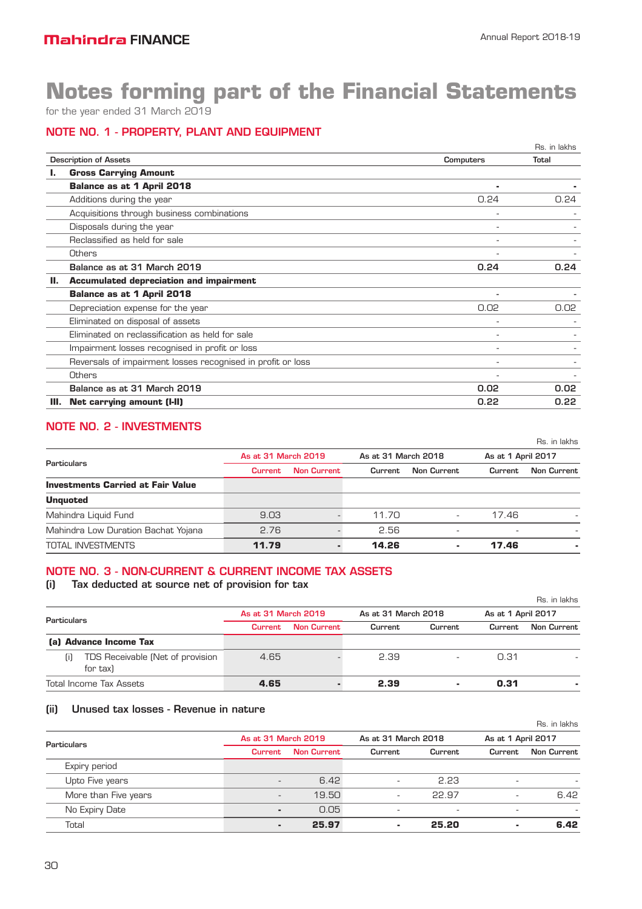# Notes forming part of the Financial Statements

for the year ended 31 March 2019

## NOTE NO. 1 - PROPERTY, PLANT AND EQUIPMENT

Rs. in lakhs

| Description of Assets | | Computers | Total |
|---|---|---|---|
| **I.** | **Gross Carrying Amount** | | |
| | **Balance as at 1 April 2018** | **-** | **-** |
| | Additions during the year | 0.24 | 0.24 |
| | Acquisitions through business combinations | - | - |
| | Disposals during the year | - | - |
| | Reclassified as held for sale | - | - |
| | Others | - | - |
| | **Balance as at 31 March 2019** | **0.24** | **0.24** |
| **II.** | **Accumulated depreciation and impairment** | | |
| | **Balance as at 1 April 2018** | - | - |
| | Depreciation expense for the year | 0.02 | 0.02 |
| | Eliminated on disposal of assets | - | - |
| | Eliminated on reclassification as held for sale | - | - |
| | Impairment losses recognised in profit or loss | - | - |
| | Reversals of impairment losses recognised in profit or loss | - | - |
| | Others | - | - |
| | **Balance as at 31 March 2019** | **0.02** | **0.02** |
| **III.** | **Net carrying amount (I-II)** | **0.22** | **0.22** |

## NOTE NO. 2 - INVESTMENTS

Rs. in lakhs

| Particulars | As at 31 March 2019 | | As at 31 March 2018 | | As at 1 April 2017 | |
|---|---|---|---|---|---|---|
| | Current | Non Current | Current | Non Current | Current | Non Current |
| **Investments Carried at Fair Value** | | | | | | |
| **Unquoted** | | | | | | |
| Mahindra Liquid Fund | 9.03 | - | 11.70 | - | 17.46 | - |
| Mahindra Low Duration Bachat Yojana | 2.76 | - | 2.56 | - | - | - |
| TOTAL INVESTMENTS | **11.79** | **-** | **14.26** | **-** | **17.46** | **-** |

## NOTE NO. 3 - NON-CURRENT & CURRENT INCOME TAX ASSETS

### (i) Tax deducted at source net of provision for tax

Rs. in lakhs

| Particulars | As at 31 March 2019 | | As at 31 March 2018 | | As at 1 April 2017 | |
|---|---|---|---|---|---|---|
| | Current | Non Current | Current | Current | Current | Non Current |
| **(a) Advance Income Tax** | | | | | | |
| (i) TDS Receivable (Net of provision for tax) | 4.65 | - | 2.39 | - | 0.31 | - |
| Total Income Tax Assets | **4.65** | **-** | **2.39** | **-** | **0.31** | **-** |

### (ii) Unused tax losses - Revenue in nature

Rs. in lakhs

| Particulars | As at 31 March 2019 | | As at 31 March 2018 | | As at 1 April 2017 | |
|---|---|---|---|---|---|---|
| | Current | Non Current | Current | Current | Current | Non Current |
| Expiry period | | | | | | |
| Upto Five years | - | 6.42 | - | 2.23 | - | - |
| More than Five years | - | 19.50 | - | 22.97 | - | 6.42 |
| No Expiry Date | - | 0.05 | - | - | - | - |
| Total | **-** | **25.97** | **-** | **25.20** | **-** | **6.42** |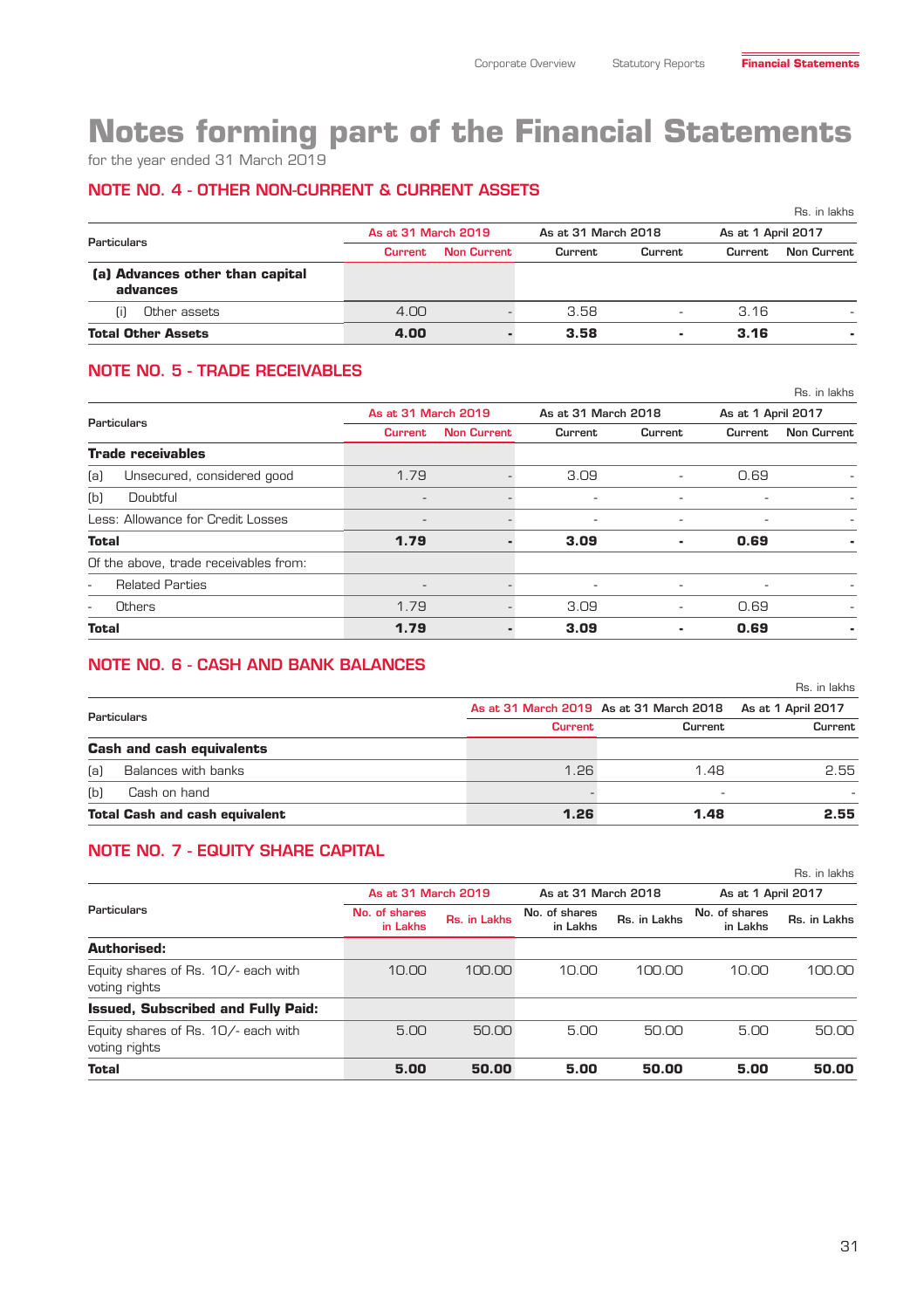# Notes forming part of the Financial Statements

for the year ended 31 March 2019

## NOTE NO. 4 - OTHER NON-CURRENT & CURRENT ASSETS

Rs. in lakhs

| Particulars | As at 31 March 2019 | | As at 31 March 2018 | | As at 1 April 2017 | |
|---|---|---|---|---|---|---|
| | Current | Non Current | Current | Current | Current | Non Current |
| **(a) Advances other than capital advances** | | | | | | |
| (i) Other assets | 4.00 | - | 3.58 | - | 3.16 | - |
| **Total Other Assets** | **4.00** | **-** | **3.58** | **-** | **3.16** | **-** |

## NOTE NO. 5 - TRADE RECEIVABLES

Rs. in lakhs

| Particulars | As at 31 March 2019 | | As at 31 March 2018 | | As at 1 April 2017 | |
|---|---|---|---|---|---|---|
| | Current | Non Current | Current | Current | Current | Non Current |
| **Trade receivables** | | | | | | |
| (a) Unsecured, considered good | 1.79 | - | 3.09 | - | 0.69 | - |
| (b) Doubtful | - | - | - | - | - | - |
| Less: Allowance for Credit Losses | - | - | - | - | - | - |
| **Total** | **1.79** | **-** | **3.09** | **-** | **0.69** | **-** |
| Of the above, trade receivables from: | | | | | | |
| - Related Parties | - | - | - | - | - | - |
| - Others | 1.79 | - | 3.09 | - | 0.69 | - |
| **Total** | **1.79** | **-** | **3.09** | **-** | **0.69** | **-** |

## NOTE NO. 6 - CASH AND BANK BALANCES

Rs. in lakhs

| Particulars | As at 31 March 2019 | As at 31 March 2018 | As at 1 April 2017 |
|---|---|---|---|
| | Current | Current | Current |
| **Cash and cash equivalents** | | | |
| (a) Balances with banks | 1.26 | 1.48 | 2.55 |
| (b) Cash on hand | - | - | - |
| **Total Cash and cash equivalent** | **1.26** | **1.48** | **2.55** |

## NOTE NO. 7 - EQUITY SHARE CAPITAL

Rs. in lakhs

| Particulars | As at 31 March 2019 | | As at 31 March 2018 | | As at 1 April 2017 | |
|---|---|---|---|---|---|---|
| | No. of shares in Lakhs | Rs. in Lakhs | No. of shares in Lakhs | Rs. in Lakhs | No. of shares in Lakhs | Rs. in Lakhs |
| **Authorised:** | | | | | | |
| Equity shares of Rs. 10/- each with voting rights | 10.00 | 100.00 | 10.00 | 100.00 | 10.00 | 100.00 |
| **Issued, Subscribed and Fully Paid:** | | | | | | |
| Equity shares of Rs. 10/- each with voting rights | 5.00 | 50.00 | 5.00 | 50.00 | 5.00 | 50.00 |
| **Total** | **5.00** | **50.00** | **5.00** | **50.00** | **5.00** | **50.00** |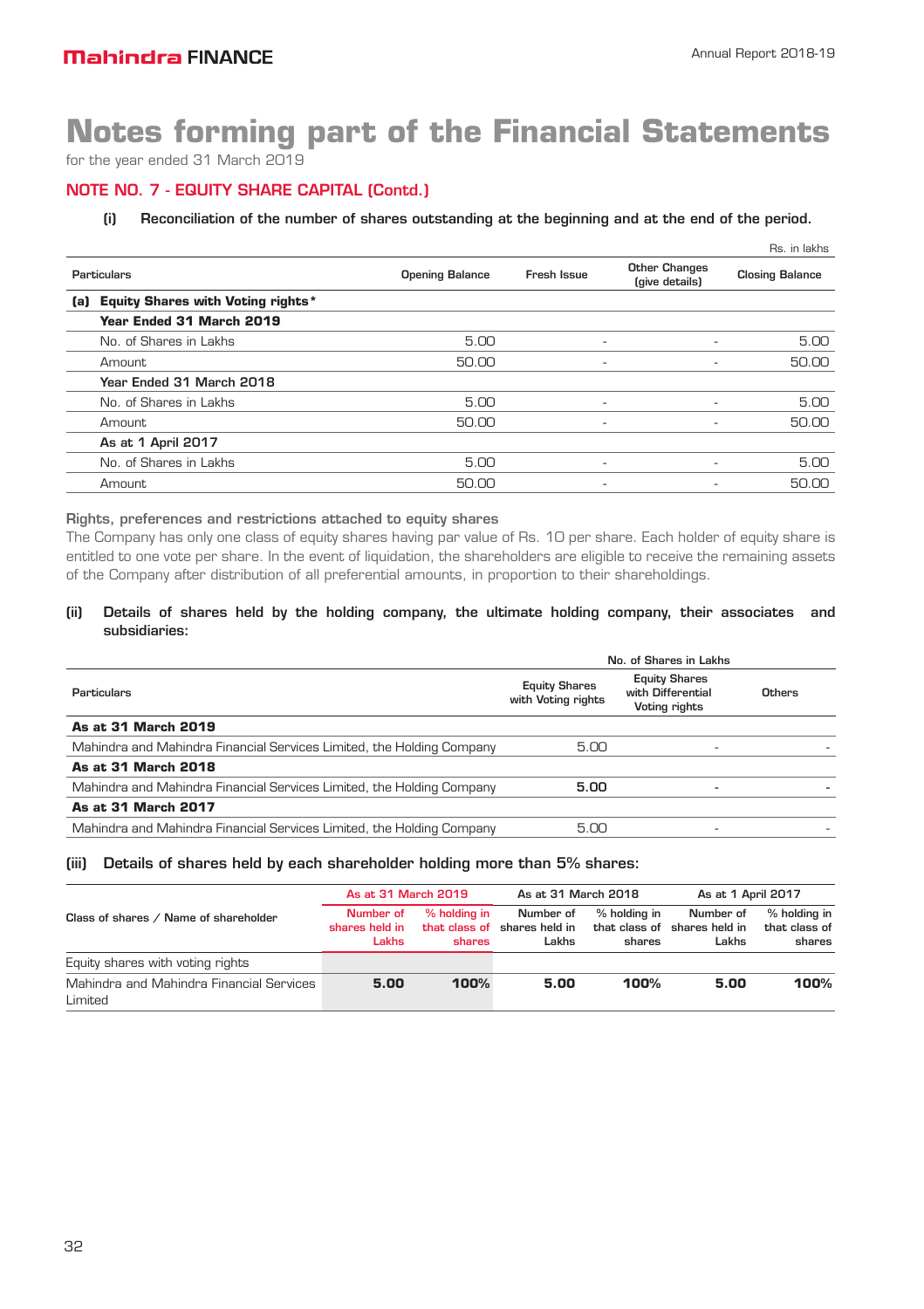# Notes forming part of the Financial Statements

for the year ended 31 March 2019

## NOTE NO. 7 - EQUITY SHARE CAPITAL (Contd.)

**(i) Reconciliation of the number of shares outstanding at the beginning and at the end of the period.**

Rs. in lakhs

| Particulars | Opening Balance | Fresh Issue | Other Changes (give details) | Closing Balance |
|---|---|---|---|---|
| **(a) Equity Shares with Voting rights*** | | | | |
| **Year Ended 31 March 2019** | | | | |
| No. of Shares in Lakhs | 5.00 | - | - | 5.00 |
| Amount | 50.00 | - | - | 50.00 |
| **Year Ended 31 March 2018** | | | | |
| No. of Shares in Lakhs | 5.00 | - | - | 5.00 |
| Amount | 50.00 | - | - | 50.00 |
| **As at 1 April 2017** | | | | |
| No. of Shares in Lakhs | 5.00 | - | - | 5.00 |
| Amount | 50.00 | - | - | 50.00 |

**Rights, preferences and restrictions attached to equity shares**

The Company has only one class of equity shares having par value of Rs. 10 per share. Each holder of equity share is entitled to one vote per share. In the event of liquidation, the shareholders are eligible to receive the remaining assets of the Company after distribution of all preferential amounts, in proportion to their shareholdings.

**(ii) Details of shares held by the holding company, the ultimate holding company, their associates and subsidiaries:**

| | No. of Shares in Lakhs | | |
|---|---|---|---|
| Particulars | Equity Shares with Voting rights | Equity Shares with Differential Voting rights | Others |
| **As at 31 March 2019** | | | |
| Mahindra and Mahindra Financial Services Limited, the Holding Company | 5.00 | - | - |
| **As at 31 March 2018** | | | |
| Mahindra and Mahindra Financial Services Limited, the Holding Company | **5.00** | - | - |
| **As at 31 March 2017** | | | |
| Mahindra and Mahindra Financial Services Limited, the Holding Company | 5.00 | - | - |

**(iii) Details of shares held by each shareholder holding more than 5% shares:**

| Class of shares / Name of shareholder | As at 31 March 2019 | | As at 31 March 2018 | | As at 1 April 2017 | |
|---|---|---|---|---|---|---|
| | Number of shares held in Lakhs | % holding in that class of shares | Number of shares held in Lakhs | % holding in that class of shares | Number of shares held in Lakhs | % holding in that class of shares |
| Equity shares with voting rights | | | | | | |
| Mahindra and Mahindra Financial Services Limited | **5.00** | **100%** | **5.00** | **100%** | **5.00** | **100%** |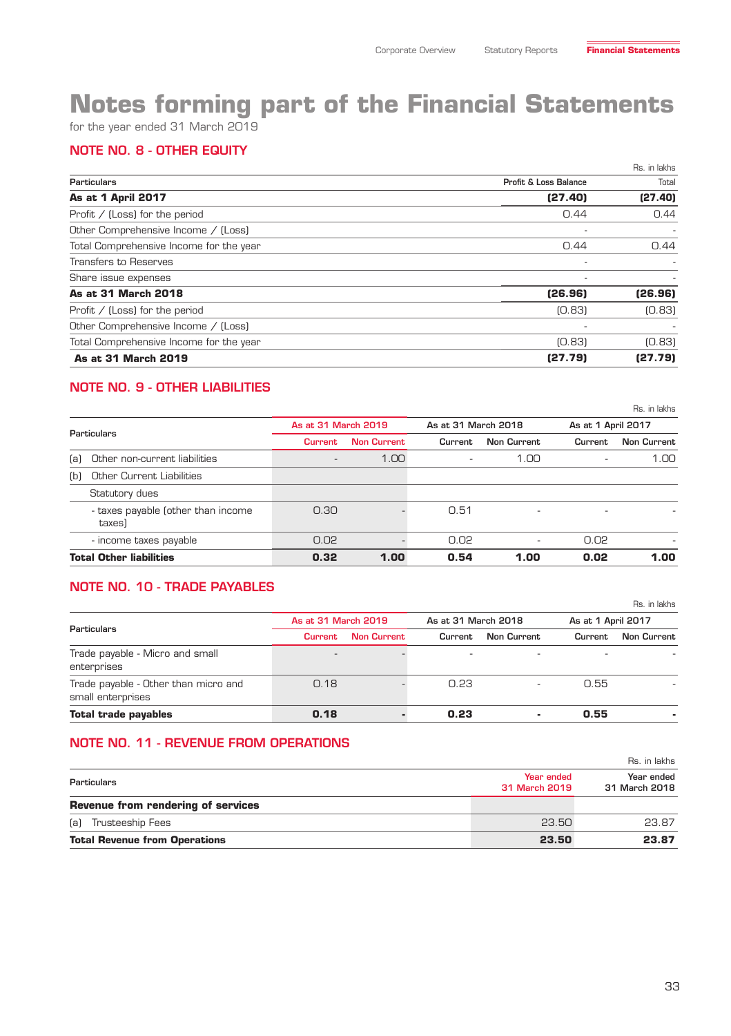# Notes forming part of the Financial Statements

for the year ended 31 March 2019

## NOTE NO. 8 - OTHER EQUITY

Rs. in lakhs

| Particulars | Profit & Loss Balance | Total |
|---|---|---|
| **As at 1 April 2017** | **(27.40)** | **(27.40)** |
| Profit / (Loss) for the period | 0.44 | 0.44 |
| Other Comprehensive Income / (Loss) | - | - |
| Total Comprehensive Income for the year | 0.44 | 0.44 |
| Transfers to Reserves | - | - |
| Share issue expenses | - | - |
| **As at 31 March 2018** | **(26.96)** | **(26.96)** |
| Profit / (Loss) for the period | (0.83) | (0.83) |
| Other Comprehensive Income / (Loss) | - | - |
| Total Comprehensive Income for the year | (0.83) | (0.83) |
| **As at 31 March 2019** | **(27.79)** | **(27.79)** |

## NOTE NO. 9 - OTHER LIABILITIES

Rs. in lakhs

| Particulars | As at 31 March 2019 | | As at 31 March 2018 | | As at 1 April 2017 | |
|---|---|---|---|---|---|---|
| | Current | Non Current | Current | Non Current | Current | Non Current |
| (a) Other non-current liabilities | - | 1.00 | - | 1.00 | - | 1.00 |
| (b) Other Current Liabilities | | | | | | |
| Statutory dues | | | | | | |
| - taxes payable (other than income taxes) | 0.30 | - | 0.51 | - | - | - |
| - income taxes payable | 0.02 | - | 0.02 | - | 0.02 | - |
| **Total Other liabilities** | **0.32** | **1.00** | **0.54** | **1.00** | **0.02** | **1.00** |

## NOTE NO. 10 - TRADE PAYABLES

Rs. in lakhs

| Particulars | As at 31 March 2019 | | As at 31 March 2018 | | As at 1 April 2017 | |
|---|---|---|---|---|---|---|
| | Current | Non Current | Current | Non Current | Current | Non Current |
| Trade payable - Micro and small enterprises | - | - | - | - | - | - |
| Trade payable - Other than micro and small enterprises | 0.18 | - | 0.23 | - | 0.55 | - |
| **Total trade payables** | **0.18** | **-** | **0.23** | **-** | **0.55** | **-** |

## NOTE NO. 11 - REVENUE FROM OPERATIONS

Rs. in lakhs

| Particulars | Year ended 31 March 2019 | Year ended 31 March 2018 |
|---|---|---|
| **Revenue from rendering of services** | | |
| (a) Trusteeship Fees | 23.50 | 23.87 |
| **Total Revenue from Operations** | **23.50** | **23.87** |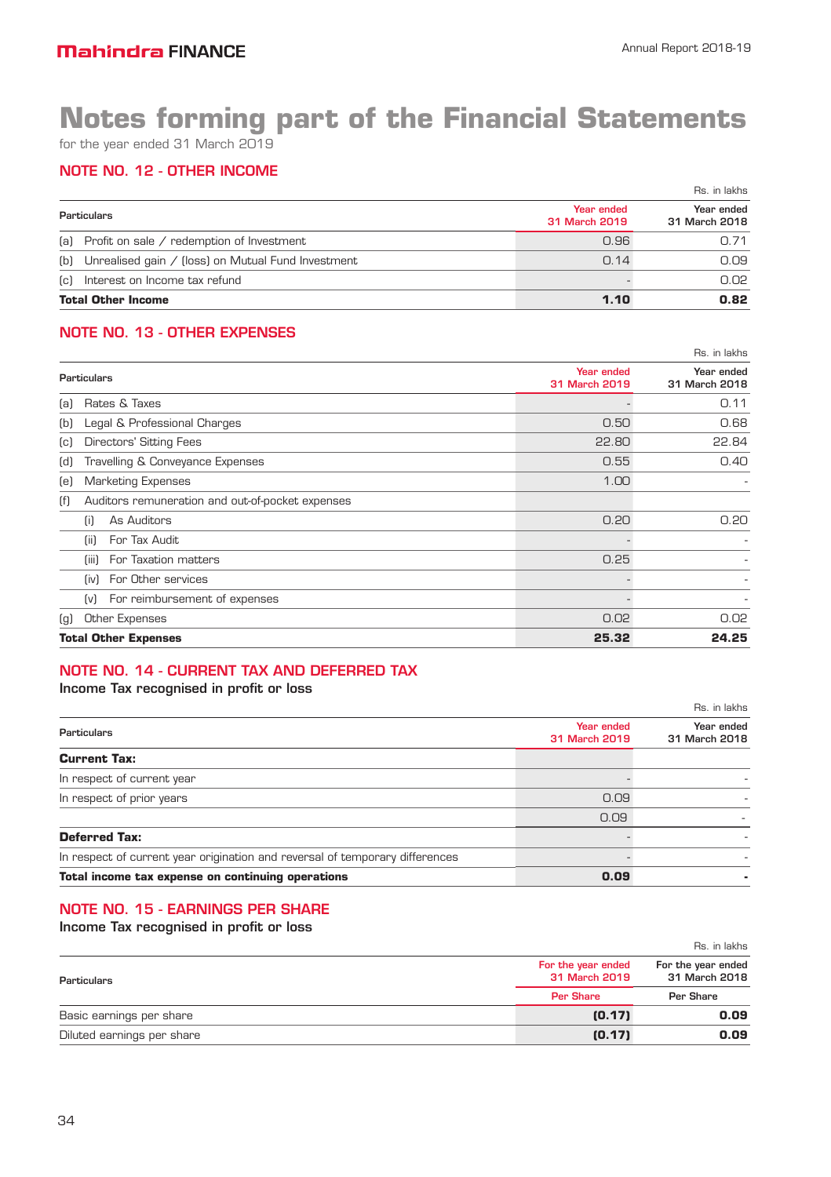# Notes forming part of the Financial Statements

for the year ended 31 March 2019

## NOTE NO. 12 - OTHER INCOME

Rs. in lakhs

| Particulars | Year ended 31 March 2019 | Year ended 31 March 2018 |
|---|---|---|
| (a) Profit on sale / redemption of Investment | 0.96 | 0.71 |
| (b) Unrealised gain / (loss) on Mutual Fund Investment | 0.14 | 0.09 |
| (c) Interest on Income tax refund | - | 0.02 |
| **Total Other Income** | **1.10** | **0.82** |

## NOTE NO. 13 - OTHER EXPENSES

Rs. in lakhs

| Particulars | Year ended 31 March 2019 | Year ended 31 March 2018 |
|---|---|---|
| (a) Rates & Taxes | - | 0.11 |
| (b) Legal & Professional Charges | 0.50 | 0.68 |
| (c) Directors' Sitting Fees | 22.80 | 22.84 |
| (d) Travelling & Conveyance Expenses | 0.55 | 0.40 |
| (e) Marketing Expenses | 1.00 | - |
| (f) Auditors remuneration and out-of-pocket expenses | | |
| (i) As Auditors | 0.20 | 0.20 |
| (ii) For Tax Audit | - | - |
| (iii) For Taxation matters | 0.25 | - |
| (iv) For Other services | - | - |
| (v) For reimbursement of expenses | - | - |
| (g) Other Expenses | 0.02 | 0.02 |
| **Total Other Expenses** | **25.32** | **24.25** |

## NOTE NO. 14 - CURRENT TAX AND DEFERRED TAX

Income Tax recognised in profit or loss

Rs. in lakhs

| Particulars | Year ended 31 March 2019 | Year ended 31 March 2018 |
|---|---|---|
| **Current Tax:** | | |
| In respect of current year | - | - |
| In respect of prior years | 0.09 | - |
| | 0.09 | - |
| **Deferred Tax:** | - | - |
| In respect of current year origination and reversal of temporary differences | - | - |
| **Total income tax expense on continuing operations** | **0.09** | **-** |

## NOTE NO. 15 - EARNINGS PER SHARE

Income Tax recognised in profit or loss

Rs. in lakhs

| Particulars | For the year ended 31 March 2019 | For the year ended 31 March 2018 |
|---|---|---|
| | Per Share | Per Share |
| Basic earnings per share | **(0.17)** | **0.09** |
| Diluted earnings per share | **(0.17)** | **0.09** |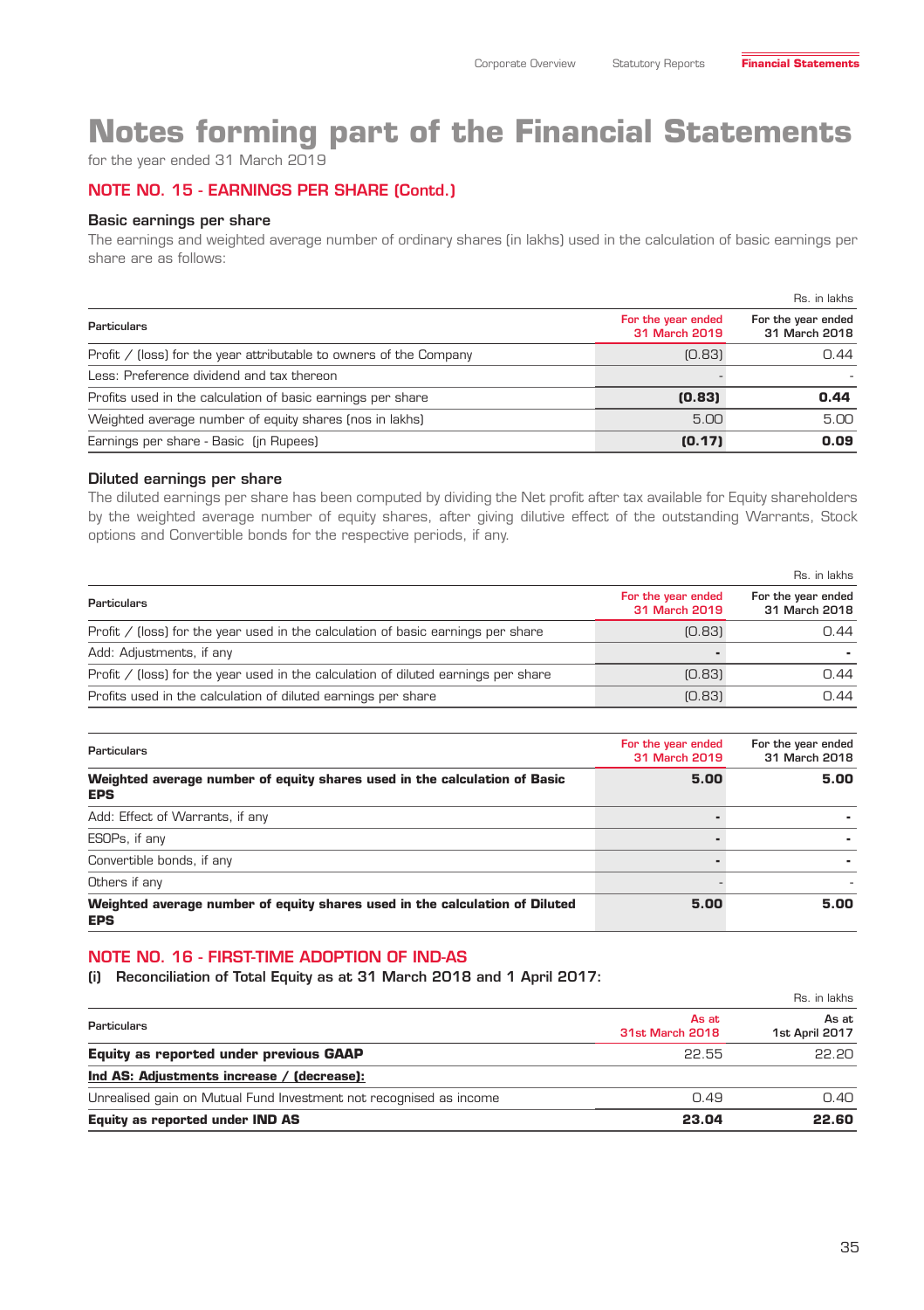# Notes forming part of the Financial Statements

for the year ended 31 March 2019

## NOTE NO. 15 - EARNINGS PER SHARE (Contd.)

### Basic earnings per share

The earnings and weighted average number of ordinary shares (in lakhs) used in the calculation of basic earnings per share are as follows:

Rs. in lakhs

| Particulars | For the year ended 31 March 2019 | For the year ended 31 March 2018 |
|---|---|---|
| Profit / (loss) for the year attributable to owners of the Company | (0.83) | 0.44 |
| Less: Preference dividend and tax thereon | - | - |
| Profits used in the calculation of basic earnings per share | **(0.83)** | **0.44** |
| Weighted average number of equity shares (nos in lakhs) | 5.00 | 5.00 |
| Earnings per share - Basic (in Rupees) | **(0.17)** | **0.09** |

### Diluted earnings per share

The diluted earnings per share has been computed by dividing the Net profit after tax available for Equity shareholders by the weighted average number of equity shares, after giving dilutive effect of the outstanding Warrants, Stock options and Convertible bonds for the respective periods, if any.

Rs. in lakhs

| Particulars | For the year ended 31 March 2019 | For the year ended 31 March 2018 |
|---|---|---|
| Profit / (loss) for the year used in the calculation of basic earnings per share | (0.83) | 0.44 |
| Add: Adjustments, if any | - | - |
| Profit / (loss) for the year used in the calculation of diluted earnings per share | (0.83) | 0.44 |
| Profits used in the calculation of diluted earnings per share | (0.83) | 0.44 |

| Particulars | For the year ended 31 March 2019 | For the year ended 31 March 2018 |
|---|---|---|
| **Weighted average number of equity shares used in the calculation of Basic EPS** | **5.00** | **5.00** |
| Add: Effect of Warrants, if any | - | - |
| ESOPs, if any | - | - |
| Convertible bonds, if any | - | - |
| Others if any | - | - |
| **Weighted average number of equity shares used in the calculation of Diluted EPS** | **5.00** | **5.00** |

## NOTE NO. 16 - FIRST-TIME ADOPTION OF IND-AS

**(i) Reconciliation of Total Equity as at 31 March 2018 and 1 April 2017:**

Rs. in lakhs

| Particulars | As at 31st March 2018 | As at 1st April 2017 |
|---|---|---|
| **Equity as reported under previous GAAP** | 22.55 | 22.20 |
| **Ind AS: Adjustments increase / (decrease):** | | |
| Unrealised gain on Mutual Fund Investment not recognised as income | 0.49 | 0.40 |
| **Equity as reported under IND AS** | **23.04** | **22.60** |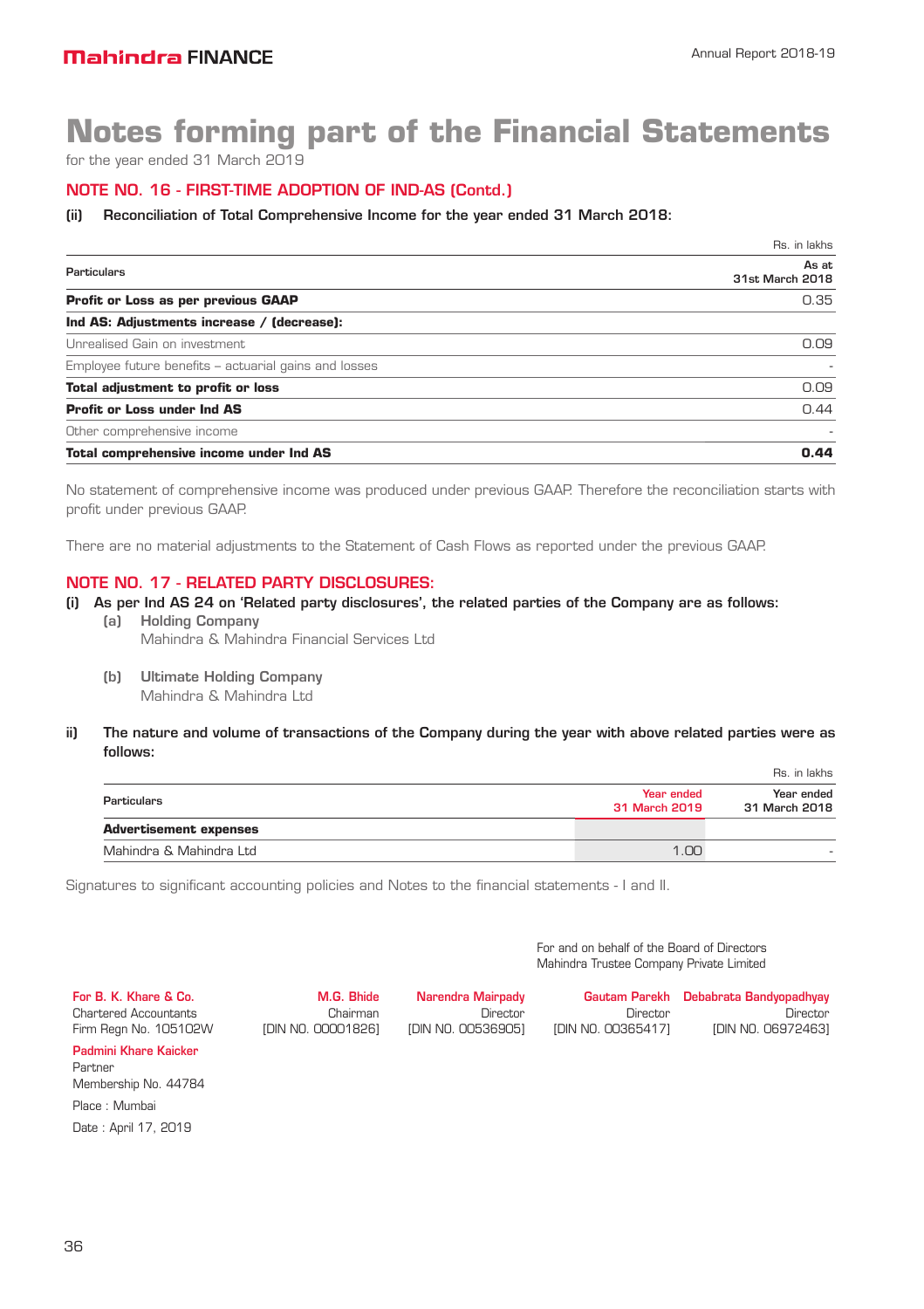# Notes forming part of the Financial Statements

for the year ended 31 March 2019

## NOTE NO. 16 - FIRST-TIME ADOPTION OF IND-AS (Contd.)

**(ii) Reconciliation of Total Comprehensive Income for the year ended 31 March 2018:**

Rs. in lakhs

| Particulars | As at 31st March 2018 |
|---|---|
| **Profit or Loss as per previous GAAP** | 0.35 |
| **Ind AS: Adjustments increase / (decrease):** | |
| Unrealised Gain on investment | 0.09 |
| Employee future benefits – actuarial gains and losses | - |
| **Total adjustment to profit or loss** | 0.09 |
| **Profit or Loss under Ind AS** | 0.44 |
| Other comprehensive income | - |
| **Total comprehensive income under Ind AS** | **0.44** |

No statement of comprehensive income was produced under previous GAAP. Therefore the reconciliation starts with profit under previous GAAP.

There are no material adjustments to the Statement of Cash Flows as reported under the previous GAAP.

## NOTE NO. 17 - RELATED PARTY DISCLOSURES:

**(i) As per Ind AS 24 on 'Related party disclosures', the related parties of the Company are as follows:**

(a) **Holding Company**
Mahindra & Mahindra Financial Services Ltd

(b) **Ultimate Holding Company**
Mahindra & Mahindra Ltd

**ii) The nature and volume of transactions of the Company during the year with above related parties were as follows:**

Rs. in lakhs

| Particulars | Year ended 31 March 2019 | Year ended 31 March 2018 |
|---|---|---|
| **Advertisement expenses** | | |
| Mahindra & Mahindra Ltd | 1.00 | - |

Signatures to significant accounting policies and Notes to the financial statements - I and II.

For and on behalf of the Board of Directors
Mahindra Trustee Company Private Limited

For B. K. Khare & Co.
Chartered Accountants
Firm Regn No. 105102W

Padmini Khare Kaicker
Partner
Membership No. 44784

Place : Mumbai
Date : April 17, 2019

M.G. Bhide
Chairman
[DIN NO. 00001826]

Narendra Mairpady
Director
[DIN NO. 00536905]

Gautam Parekh
Director
[DIN NO. 00365417]

Debabrata Bandyopadhyay
Director
[DIN NO. 06972463]